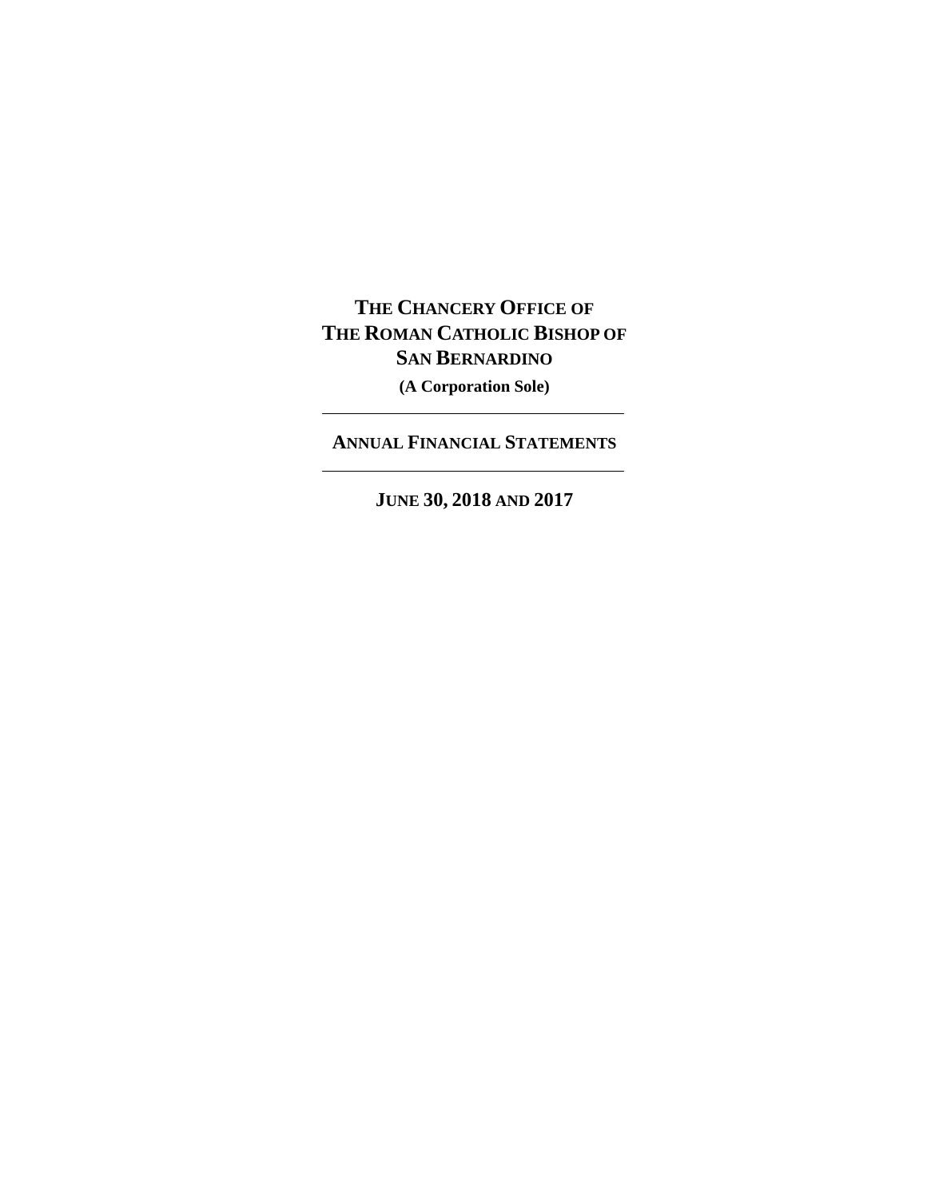# THE CHANCERY OFFICE OF THE ROMAN CATHOLIC BISHOP OF SAN BERNARDINO

**(A Corporation Sole)**

---

## ANNUAL FINANCIAL STATEMENTS

---

**JUNE 30, 2018 AND 2017**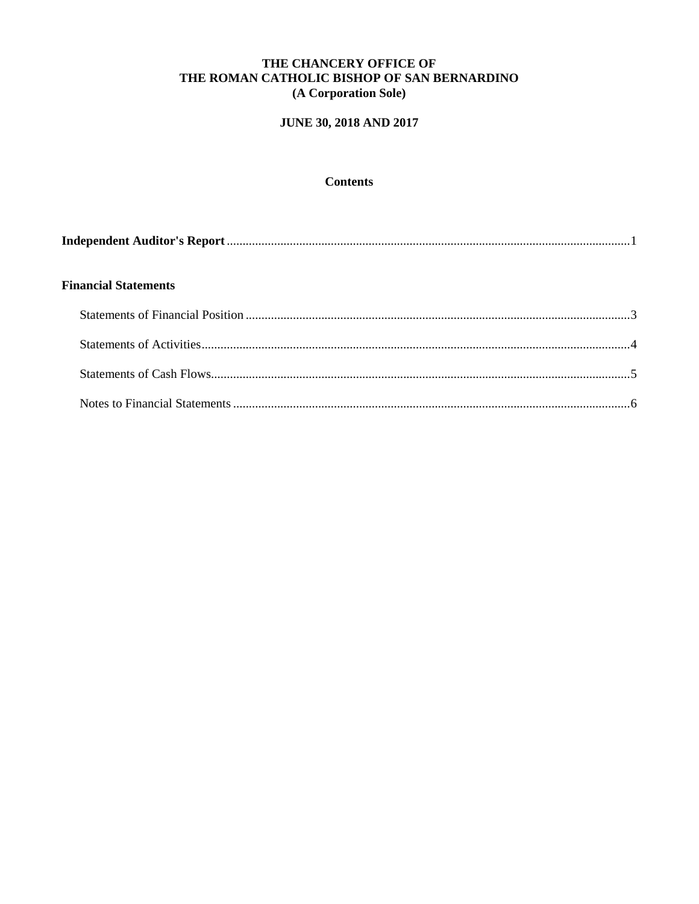**THE CHANCERY OFFICE OF**
**THE ROMAN CATHOLIC BISHOP OF SAN BERNARDINO**
**(A Corporation Sole)**

**JUNE 30, 2018 AND 2017**

## Contents

**Independent Auditor's Report** ........................................ 1

**Financial Statements**

Statements of Financial Position ........................................ 3

Statements of Activities ........................................ 4

Statements of Cash Flows ........................................ 5

Notes to Financial Statements ........................................ 6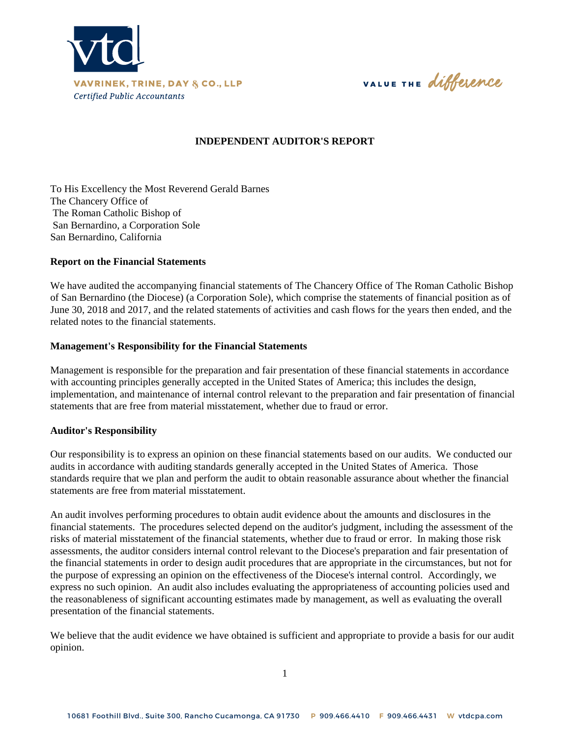VAVRINEK, TRINE, DAY & CO., LLP
*Certified Public Accountants*

VALUE THE *difference*

## INDEPENDENT AUDITOR'S REPORT

To His Excellency the Most Reverend Gerald Barnes
The Chancery Office of
The Roman Catholic Bishop of
San Bernardino, a Corporation Sole
San Bernardino, California

### Report on the Financial Statements

We have audited the accompanying financial statements of The Chancery Office of The Roman Catholic Bishop of San Bernardino (the Diocese) (a Corporation Sole), which comprise the statements of financial position as of June 30, 2018 and 2017, and the related statements of activities and cash flows for the years then ended, and the related notes to the financial statements.

### Management's Responsibility for the Financial Statements

Management is responsible for the preparation and fair presentation of these financial statements in accordance with accounting principles generally accepted in the United States of America; this includes the design, implementation, and maintenance of internal control relevant to the preparation and fair presentation of financial statements that are free from material misstatement, whether due to fraud or error.

### Auditor's Responsibility

Our responsibility is to express an opinion on these financial statements based on our audits. We conducted our audits in accordance with auditing standards generally accepted in the United States of America. Those standards require that we plan and perform the audit to obtain reasonable assurance about whether the financial statements are free from material misstatement.

An audit involves performing procedures to obtain audit evidence about the amounts and disclosures in the financial statements. The procedures selected depend on the auditor's judgment, including the assessment of the risks of material misstatement of the financial statements, whether due to fraud or error. In making those risk assessments, the auditor considers internal control relevant to the Diocese's preparation and fair presentation of the financial statements in order to design audit procedures that are appropriate in the circumstances, but not for the purpose of expressing an opinion on the effectiveness of the Diocese's internal control. Accordingly, we express no such opinion. An audit also includes evaluating the appropriateness of accounting policies used and the reasonableness of significant accounting estimates made by management, as well as evaluating the overall presentation of the financial statements.

We believe that the audit evidence we have obtained is sufficient and appropriate to provide a basis for our audit opinion.

10681 Foothill Blvd., Suite 300, Rancho Cucamonga, CA 91730 P 909.466.4410 F 909.466.4431 W vtdcpa.com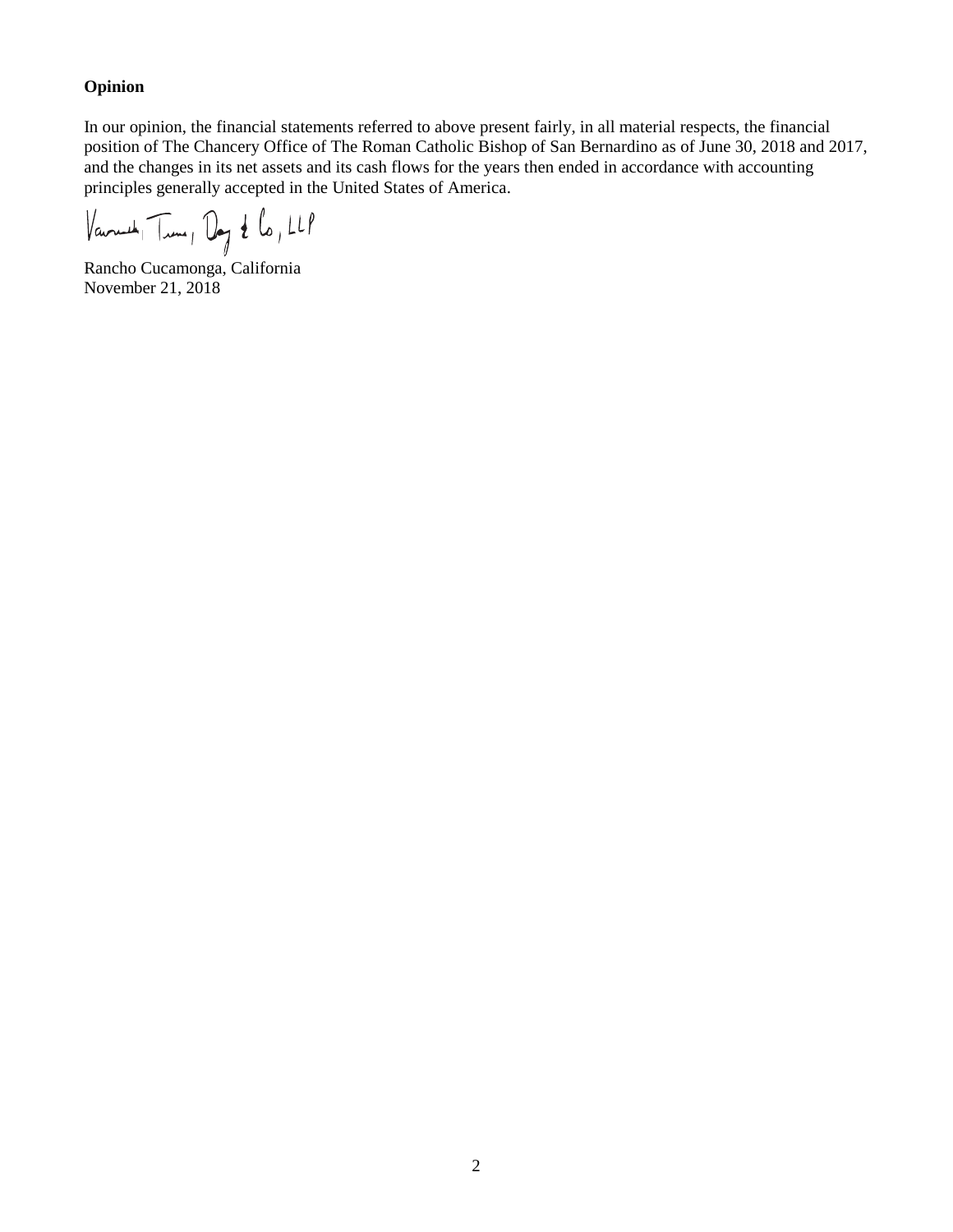**Opinion**

In our opinion, the financial statements referred to above present fairly, in all material respects, the financial position of The Chancery Office of The Roman Catholic Bishop of San Bernardino as of June 30, 2018 and 2017, and the changes in its net assets and its cash flows for the years then ended in accordance with accounting principles generally accepted in the United States of America.

Vavrinek, Trine, Day & Co., LLP

Rancho Cucamonga, California
November 21, 2018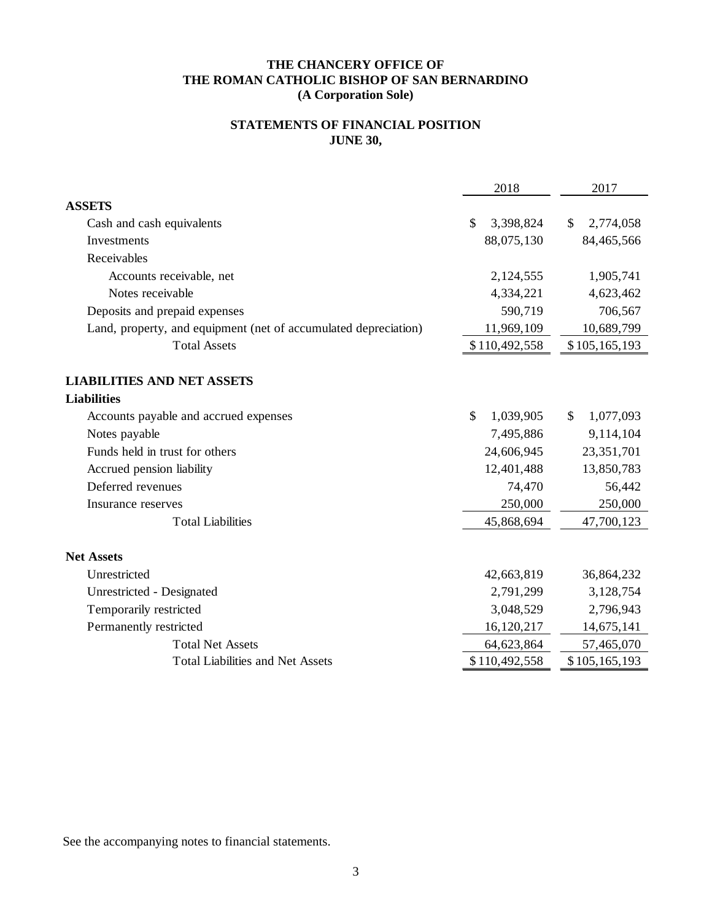**THE CHANCERY OFFICE OF**
**THE ROMAN CATHOLIC BISHOP OF SAN BERNARDINO**
**(A Corporation Sole)**

**STATEMENTS OF FINANCIAL POSITION**
**JUNE 30,**

| | 2018 | 2017 |
|---|---|---|
| **ASSETS** | | |
| Cash and cash equivalents | $ 3,398,824 | $ 2,774,058 |
| Investments | 88,075,130 | 84,465,566 |
| Receivables | | |
| Accounts receivable, net | 2,124,555 | 1,905,741 |
| Notes receivable | 4,334,221 | 4,623,462 |
| Deposits and prepaid expenses | 590,719 | 706,567 |
| Land, property, and equipment (net of accumulated depreciation) | 11,969,109 | 10,689,799 |
| Total Assets | $ 110,492,558 | $ 105,165,193 |
| | | |
| **LIABILITIES AND NET ASSETS** | | |
| **Liabilities** | | |
| Accounts payable and accrued expenses | $ 1,039,905 | $ 1,077,093 |
| Notes payable | 7,495,886 | 9,114,104 |
| Funds held in trust for others | 24,606,945 | 23,351,701 |
| Accrued pension liability | 12,401,488 | 13,850,783 |
| Deferred revenues | 74,470 | 56,442 |
| Insurance reserves | 250,000 | 250,000 |
| Total Liabilities | 45,868,694 | 47,700,123 |
| | | |
| **Net Assets** | | |
| Unrestricted | 42,663,819 | 36,864,232 |
| Unrestricted - Designated | 2,791,299 | 3,128,754 |
| Temporarily restricted | 3,048,529 | 2,796,943 |
| Permanently restricted | 16,120,217 | 14,675,141 |
| Total Net Assets | 64,623,864 | 57,465,070 |
| Total Liabilities and Net Assets | $ 110,492,558 | $ 105,165,193 |

See the accompanying notes to financial statements.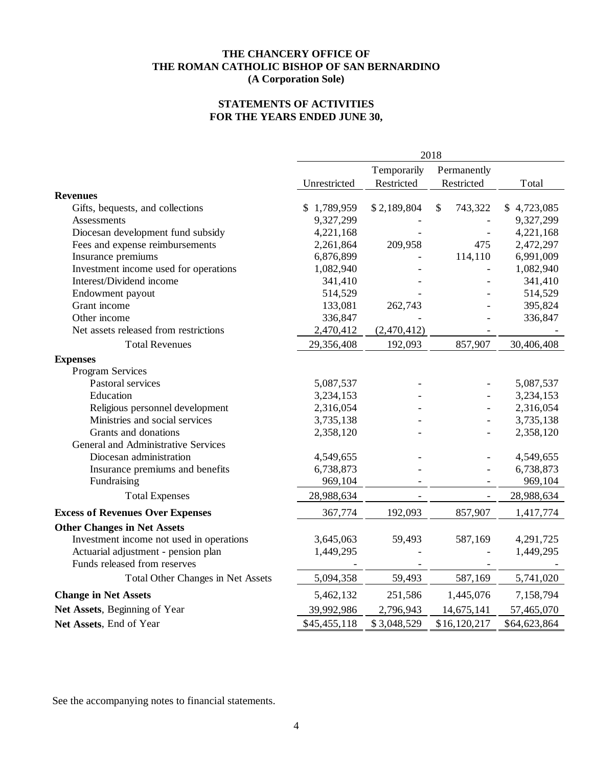**THE CHANCERY OFFICE OF**
**THE ROMAN CATHOLIC BISHOP OF SAN BERNARDINO**
**(A Corporation Sole)**

**STATEMENTS OF ACTIVITIES**
**FOR THE YEARS ENDED JUNE 30,**

| | 2018 | | | |
|---|---|---|---|---|
| | Unrestricted | Temporarily Restricted | Permanently Restricted | Total |
| **Revenues** | | | | |
| Gifts, bequests, and collections | $ 1,789,959 | $ 2,189,804 | $ 743,322 | $ 4,723,085 |
| Assessments | 9,327,299 | - | - | 9,327,299 |
| Diocesan development fund subsidy | 4,221,168 | - | - | 4,221,168 |
| Fees and expense reimbursements | 2,261,864 | 209,958 | 475 | 2,472,297 |
| Insurance premiums | 6,876,899 | - | 114,110 | 6,991,009 |
| Investment income used for operations | 1,082,940 | - | - | 1,082,940 |
| Interest/Dividend income | 341,410 | - | - | 341,410 |
| Endowment payout | 514,529 | - | - | 514,529 |
| Grant income | 133,081 | 262,743 | - | 395,824 |
| Other income | 336,847 | - | - | 336,847 |
| Net assets released from restrictions | 2,470,412 | (2,470,412) | - | - |
| Total Revenues | 29,356,408 | 192,093 | 857,907 | 30,406,408 |
| **Expenses** | | | | |
| Program Services | | | | |
| Pastoral services | 5,087,537 | - | - | 5,087,537 |
| Education | 3,234,153 | - | - | 3,234,153 |
| Religious personnel development | 2,316,054 | - | - | 2,316,054 |
| Ministries and social services | 3,735,138 | - | - | 3,735,138 |
| Grants and donations | 2,358,120 | - | - | 2,358,120 |
| General and Administrative Services | | | | |
| Diocesan administration | 4,549,655 | - | - | 4,549,655 |
| Insurance premiums and benefits | 6,738,873 | - | - | 6,738,873 |
| Fundraising | 969,104 | - | - | 969,104 |
| Total Expenses | 28,988,634 | - | - | 28,988,634 |
| **Excess of Revenues Over Expenses** | 367,774 | 192,093 | 857,907 | 1,417,774 |
| **Other Changes in Net Assets** | | | | |
| Investment income not used in operations | 3,645,063 | 59,493 | 587,169 | 4,291,725 |
| Actuarial adjustment - pension plan | 1,449,295 | - | - | 1,449,295 |
| Funds released from reserves | - | - | - | - |
| Total Other Changes in Net Assets | 5,094,358 | 59,493 | 587,169 | 5,741,020 |
| **Change in Net Assets** | 5,462,132 | 251,586 | 1,445,076 | 7,158,794 |
| **Net Assets**, Beginning of Year | 39,992,986 | 2,796,943 | 14,675,141 | 57,465,070 |
| **Net Assets**, End of Year | $45,455,118 | $ 3,048,529 | $16,120,217 | $64,623,864 |

See the accompanying notes to financial statements.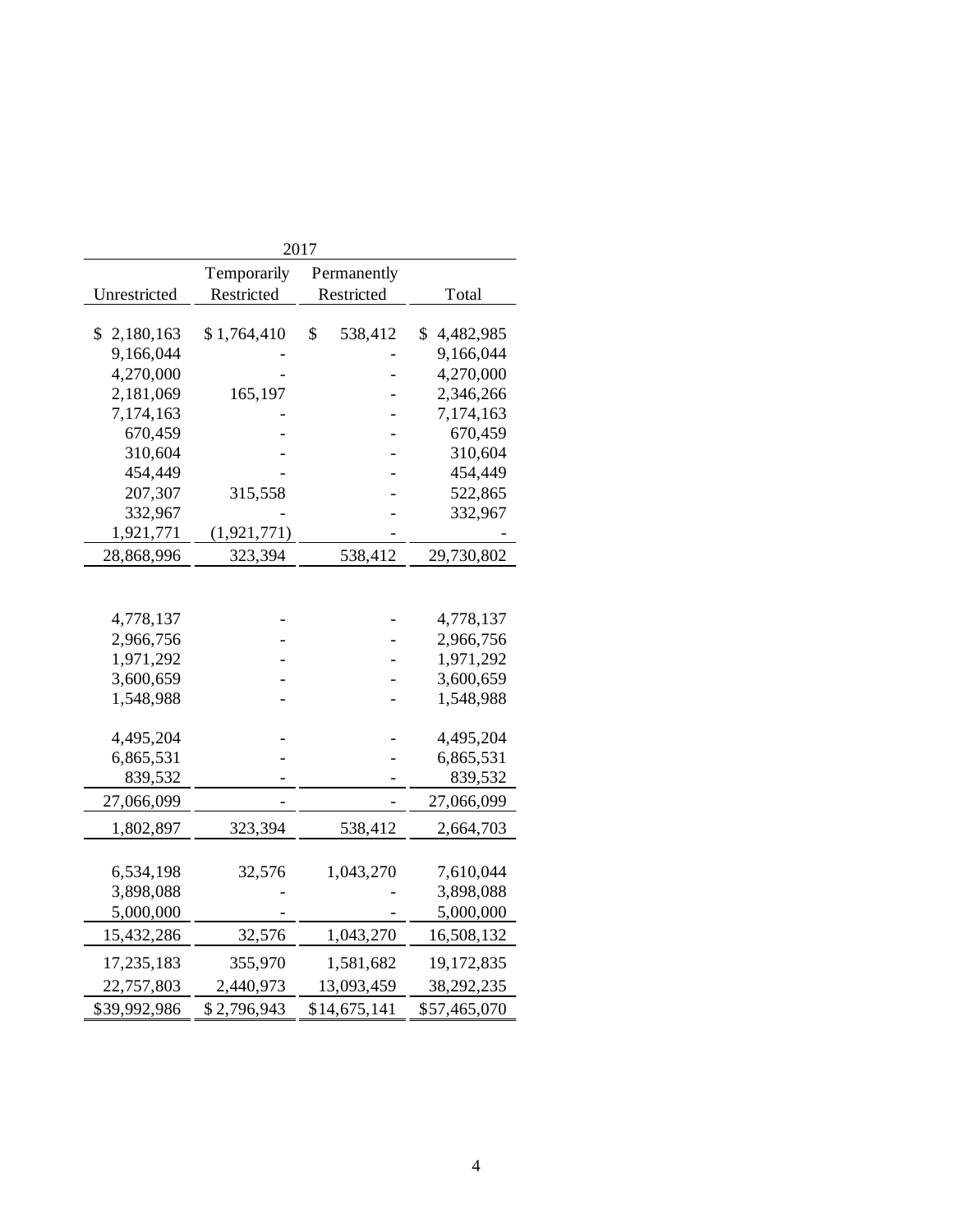| 2017 | | | |
|---|---|---|---|
| Unrestricted | Temporarily Restricted | Permanently Restricted | Total |
| $ 2,180,163 | $ 1,764,410 | $ 538,412 | $ 4,482,985 |
| 9,166,044 | - | - | 9,166,044 |
| 4,270,000 | - | - | 4,270,000 |
| 2,181,069 | 165,197 | - | 2,346,266 |
| 7,174,163 | - | - | 7,174,163 |
| 670,459 | - | - | 670,459 |
| 310,604 | - | - | 310,604 |
| 454,449 | - | - | 454,449 |
| 207,307 | 315,558 | - | 522,865 |
| 332,967 | - | - | 332,967 |
| 1,921,771 | (1,921,771) | - | - |
| 28,868,996 | 323,394 | 538,412 | 29,730,802 |
| | | | |
| 4,778,137 | - | - | 4,778,137 |
| 2,966,756 | - | - | 2,966,756 |
| 1,971,292 | - | - | 1,971,292 |
| 3,600,659 | - | - | 3,600,659 |
| 1,548,988 | - | - | 1,548,988 |
| | | | |
| 4,495,204 | - | - | 4,495,204 |
| 6,865,531 | - | - | 6,865,531 |
| 839,532 | - | - | 839,532 |
| 27,066,099 | - | - | 27,066,099 |
| 1,802,897 | 323,394 | 538,412 | 2,664,703 |
| | | | |
| 6,534,198 | 32,576 | 1,043,270 | 7,610,044 |
| 3,898,088 | - | - | 3,898,088 |
| 5,000,000 | - | - | 5,000,000 |
| 15,432,286 | 32,576 | 1,043,270 | 16,508,132 |
| 17,235,183 | 355,970 | 1,581,682 | 19,172,835 |
| 22,757,803 | 2,440,973 | 13,093,459 | 38,292,235 |
| $39,992,986 | $ 2,796,943 | $14,675,141 | $57,465,070 |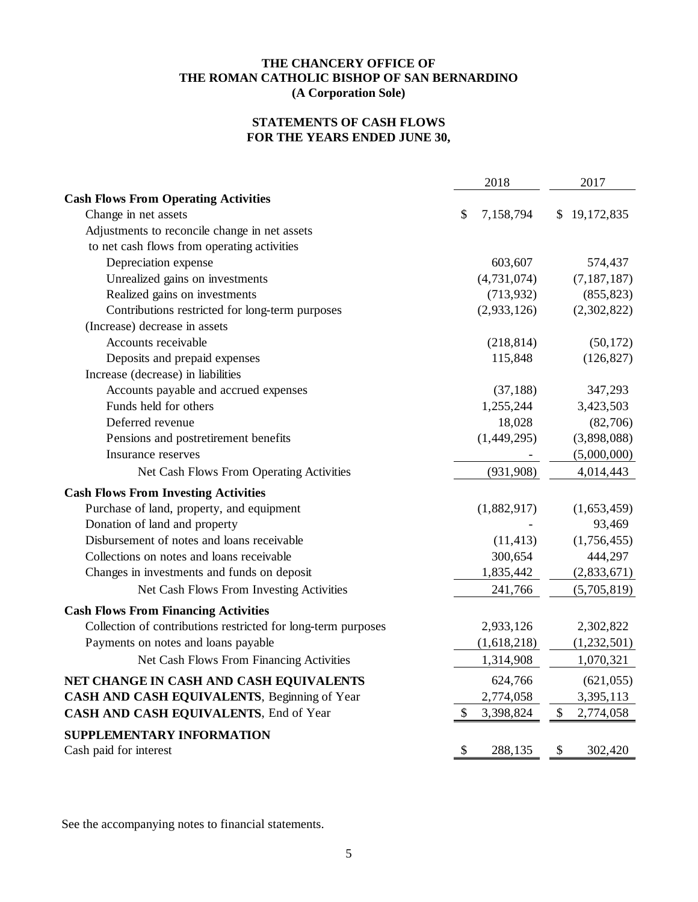**THE CHANCERY OFFICE OF**
**THE ROMAN CATHOLIC BISHOP OF SAN BERNARDINO**
**(A Corporation Sole)**

**STATEMENTS OF CASH FLOWS**
**FOR THE YEARS ENDED JUNE 30,**

| | 2018 | 2017 |
|---|---|---|
| **Cash Flows From Operating Activities** | | |
| Change in net assets | $ 7,158,794 | $ 19,172,835 |
| Adjustments to reconcile change in net assets to net cash flows from operating activities | | |
| Depreciation expense | 603,607 | 574,437 |
| Unrealized gains on investments | (4,731,074) | (7,187,187) |
| Realized gains on investments | (713,932) | (855,823) |
| Contributions restricted for long-term purposes | (2,933,126) | (2,302,822) |
| (Increase) decrease in assets | | |
| Accounts receivable | (218,814) | (50,172) |
| Deposits and prepaid expenses | 115,848 | (126,827) |
| Increase (decrease) in liabilities | | |
| Accounts payable and accrued expenses | (37,188) | 347,293 |
| Funds held for others | 1,255,244 | 3,423,503 |
| Deferred revenue | 18,028 | (82,706) |
| Pensions and postretirement benefits | (1,449,295) | (3,898,088) |
| Insurance reserves | - | (5,000,000) |
| Net Cash Flows From Operating Activities | (931,908) | 4,014,443 |
| **Cash Flows From Investing Activities** | | |
| Purchase of land, property, and equipment | (1,882,917) | (1,653,459) |
| Donation of land and property | - | 93,469 |
| Disbursement of notes and loans receivable | (11,413) | (1,756,455) |
| Collections on notes and loans receivable | 300,654 | 444,297 |
| Changes in investments and funds on deposit | 1,835,442 | (2,833,671) |
| Net Cash Flows From Investing Activities | 241,766 | (5,705,819) |
| **Cash Flows From Financing Activities** | | |
| Collection of contributions restricted for long-term purposes | 2,933,126 | 2,302,822 |
| Payments on notes and loans payable | (1,618,218) | (1,232,501) |
| Net Cash Flows From Financing Activities | 1,314,908 | 1,070,321 |
| **NET CHANGE IN CASH AND CASH EQUIVALENTS** | 624,766 | (621,055) |
| **CASH AND CASH EQUIVALENTS**, Beginning of Year | 2,774,058 | 3,395,113 |
| **CASH AND CASH EQUIVALENTS**, End of Year | $ 3,398,824 | $ 2,774,058 |
| **SUPPLEMENTARY INFORMATION** | | |
| Cash paid for interest | $ 288,135 | $ 302,420 |

See the accompanying notes to financial statements.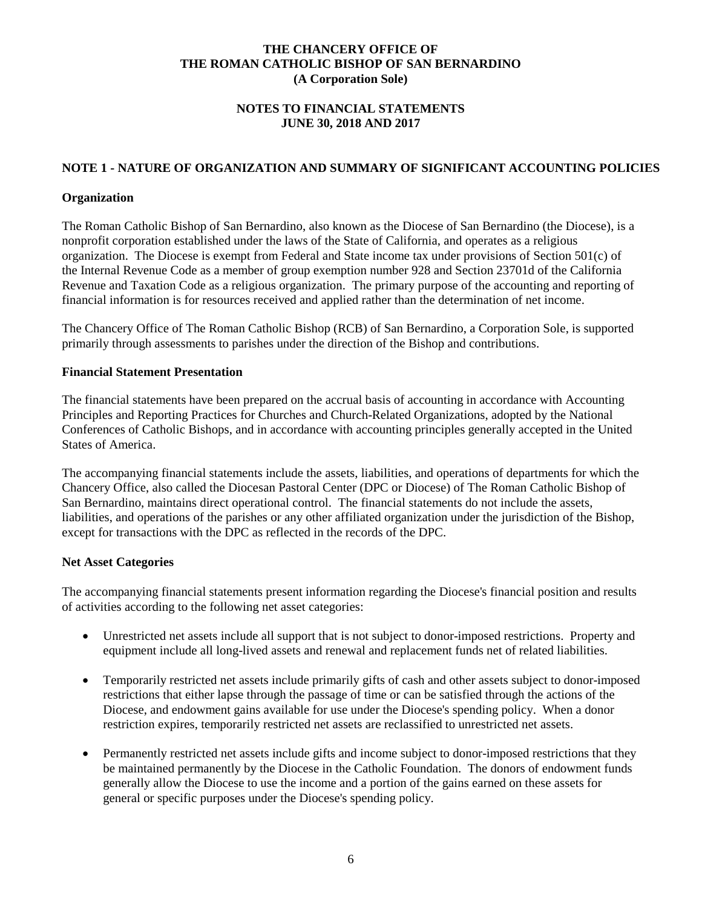**THE CHANCERY OFFICE OF**
**THE ROMAN CATHOLIC BISHOP OF SAN BERNARDINO**
**(A Corporation Sole)**

**NOTES TO FINANCIAL STATEMENTS**
**JUNE 30, 2018 AND 2017**

## NOTE 1 - NATURE OF ORGANIZATION AND SUMMARY OF SIGNIFICANT ACCOUNTING POLICIES

### Organization

The Roman Catholic Bishop of San Bernardino, also known as the Diocese of San Bernardino (the Diocese), is a nonprofit corporation established under the laws of the State of California, and operates as a religious organization. The Diocese is exempt from Federal and State income tax under provisions of Section 501(c) of the Internal Revenue Code as a member of group exemption number 928 and Section 23701d of the California Revenue and Taxation Code as a religious organization. The primary purpose of the accounting and reporting of financial information is for resources received and applied rather than the determination of net income.

The Chancery Office of The Roman Catholic Bishop (RCB) of San Bernardino, a Corporation Sole, is supported primarily through assessments to parishes under the direction of the Bishop and contributions.

### Financial Statement Presentation

The financial statements have been prepared on the accrual basis of accounting in accordance with Accounting Principles and Reporting Practices for Churches and Church-Related Organizations, adopted by the National Conferences of Catholic Bishops, and in accordance with accounting principles generally accepted in the United States of America.

The accompanying financial statements include the assets, liabilities, and operations of departments for which the Chancery Office, also called the Diocesan Pastoral Center (DPC or Diocese) of The Roman Catholic Bishop of San Bernardino, maintains direct operational control. The financial statements do not include the assets, liabilities, and operations of the parishes or any other affiliated organization under the jurisdiction of the Bishop, except for transactions with the DPC as reflected in the records of the DPC.

### Net Asset Categories

The accompanying financial statements present information regarding the Diocese's financial position and results of activities according to the following net asset categories:

- Unrestricted net assets include all support that is not subject to donor-imposed restrictions. Property and equipment include all long-lived assets and renewal and replacement funds net of related liabilities.
- Temporarily restricted net assets include primarily gifts of cash and other assets subject to donor-imposed restrictions that either lapse through the passage of time or can be satisfied through the actions of the Diocese, and endowment gains available for use under the Diocese's spending policy. When a donor restriction expires, temporarily restricted net assets are reclassified to unrestricted net assets.
- Permanently restricted net assets include gifts and income subject to donor-imposed restrictions that they be maintained permanently by the Diocese in the Catholic Foundation. The donors of endowment funds generally allow the Diocese to use the income and a portion of the gains earned on these assets for general or specific purposes under the Diocese's spending policy.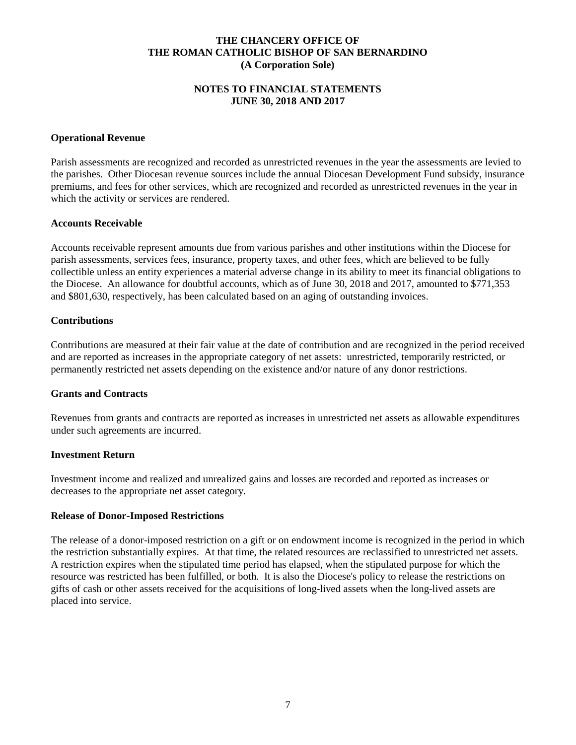### Operational Revenue

Parish assessments are recognized and recorded as unrestricted revenues in the year the assessments are levied to the parishes. Other Diocesan revenue sources include the annual Diocesan Development Fund subsidy, insurance premiums, and fees for other services, which are recognized and recorded as unrestricted revenues in the year in which the activity or services are rendered.

### Accounts Receivable

Accounts receivable represent amounts due from various parishes and other institutions within the Diocese for parish assessments, services fees, insurance, property taxes, and other fees, which are believed to be fully collectible unless an entity experiences a material adverse change in its ability to meet its financial obligations to the Diocese. An allowance for doubtful accounts, which as of June 30, 2018 and 2017, amounted to $771,353 and $801,630, respectively, has been calculated based on an aging of outstanding invoices.

### Contributions

Contributions are measured at their fair value at the date of contribution and are recognized in the period received and are reported as increases in the appropriate category of net assets: unrestricted, temporarily restricted, or permanently restricted net assets depending on the existence and/or nature of any donor restrictions.

### Grants and Contracts

Revenues from grants and contracts are reported as increases in unrestricted net assets as allowable expenditures under such agreements are incurred.

### Investment Return

Investment income and realized and unrealized gains and losses are recorded and reported as increases or decreases to the appropriate net asset category.

### Release of Donor-Imposed Restrictions

The release of a donor-imposed restriction on a gift or on endowment income is recognized in the period in which the restriction substantially expires. At that time, the related resources are reclassified to unrestricted net assets. A restriction expires when the stipulated time period has elapsed, when the stipulated purpose for which the resource was restricted has been fulfilled, or both. It is also the Diocese's policy to release the restrictions on gifts of cash or other assets received for the acquisitions of long-lived assets when the long-lived assets are placed into service.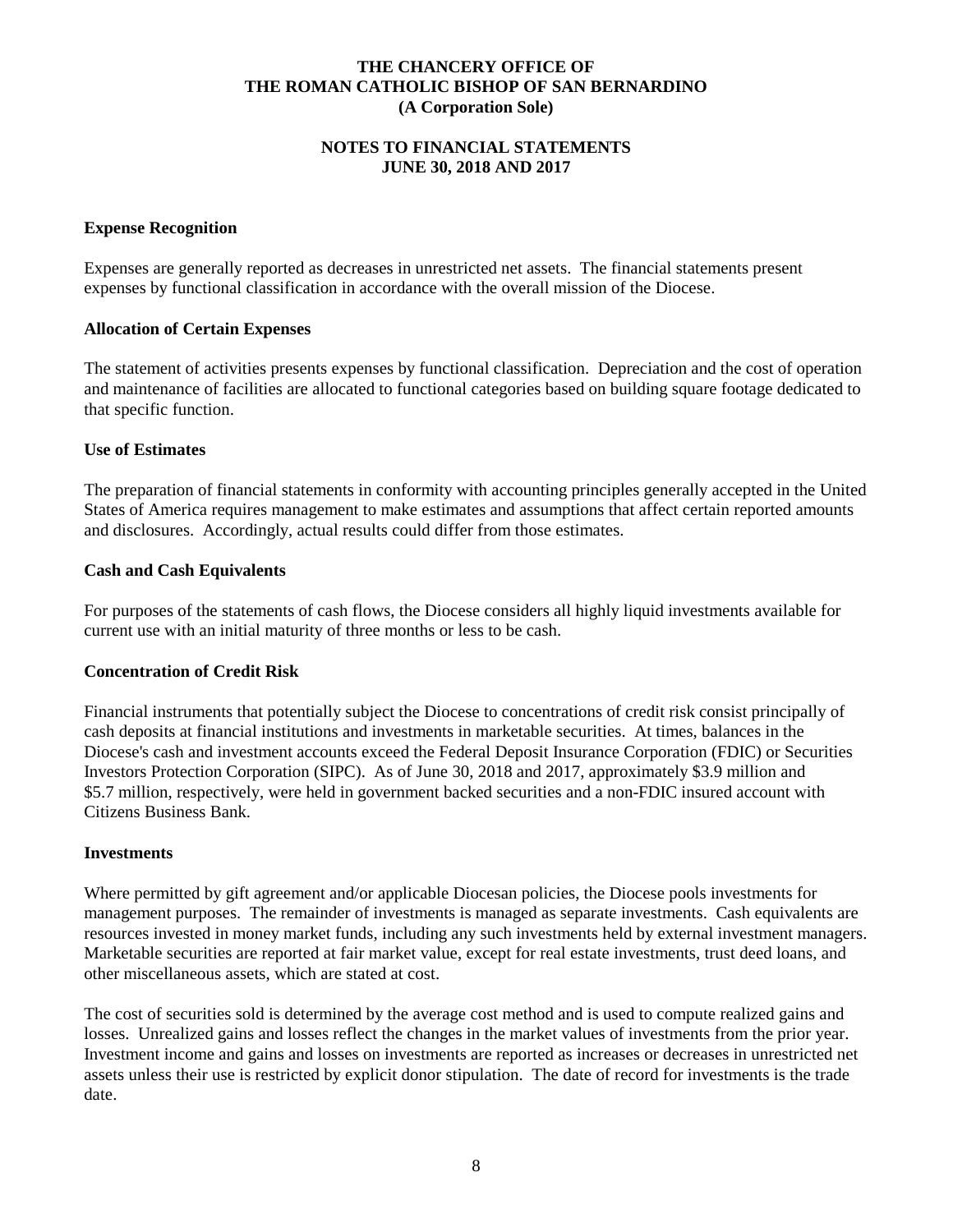**Expense Recognition**

Expenses are generally reported as decreases in unrestricted net assets. The financial statements present expenses by functional classification in accordance with the overall mission of the Diocese.

**Allocation of Certain Expenses**

The statement of activities presents expenses by functional classification. Depreciation and the cost of operation and maintenance of facilities are allocated to functional categories based on building square footage dedicated to that specific function.

**Use of Estimates**

The preparation of financial statements in conformity with accounting principles generally accepted in the United States of America requires management to make estimates and assumptions that affect certain reported amounts and disclosures. Accordingly, actual results could differ from those estimates.

**Cash and Cash Equivalents**

For purposes of the statements of cash flows, the Diocese considers all highly liquid investments available for current use with an initial maturity of three months or less to be cash.

**Concentration of Credit Risk**

Financial instruments that potentially subject the Diocese to concentrations of credit risk consist principally of cash deposits at financial institutions and investments in marketable securities. At times, balances in the Diocese's cash and investment accounts exceed the Federal Deposit Insurance Corporation (FDIC) or Securities Investors Protection Corporation (SIPC). As of June 30, 2018 and 2017, approximately $3.9 million and $5.7 million, respectively, were held in government backed securities and a non-FDIC insured account with Citizens Business Bank.

**Investments**

Where permitted by gift agreement and/or applicable Diocesan policies, the Diocese pools investments for management purposes. The remainder of investments is managed as separate investments. Cash equivalents are resources invested in money market funds, including any such investments held by external investment managers. Marketable securities are reported at fair market value, except for real estate investments, trust deed loans, and other miscellaneous assets, which are stated at cost.

The cost of securities sold is determined by the average cost method and is used to compute realized gains and losses. Unrealized gains and losses reflect the changes in the market values of investments from the prior year. Investment income and gains and losses on investments are reported as increases or decreases in unrestricted net assets unless their use is restricted by explicit donor stipulation. The date of record for investments is the trade date.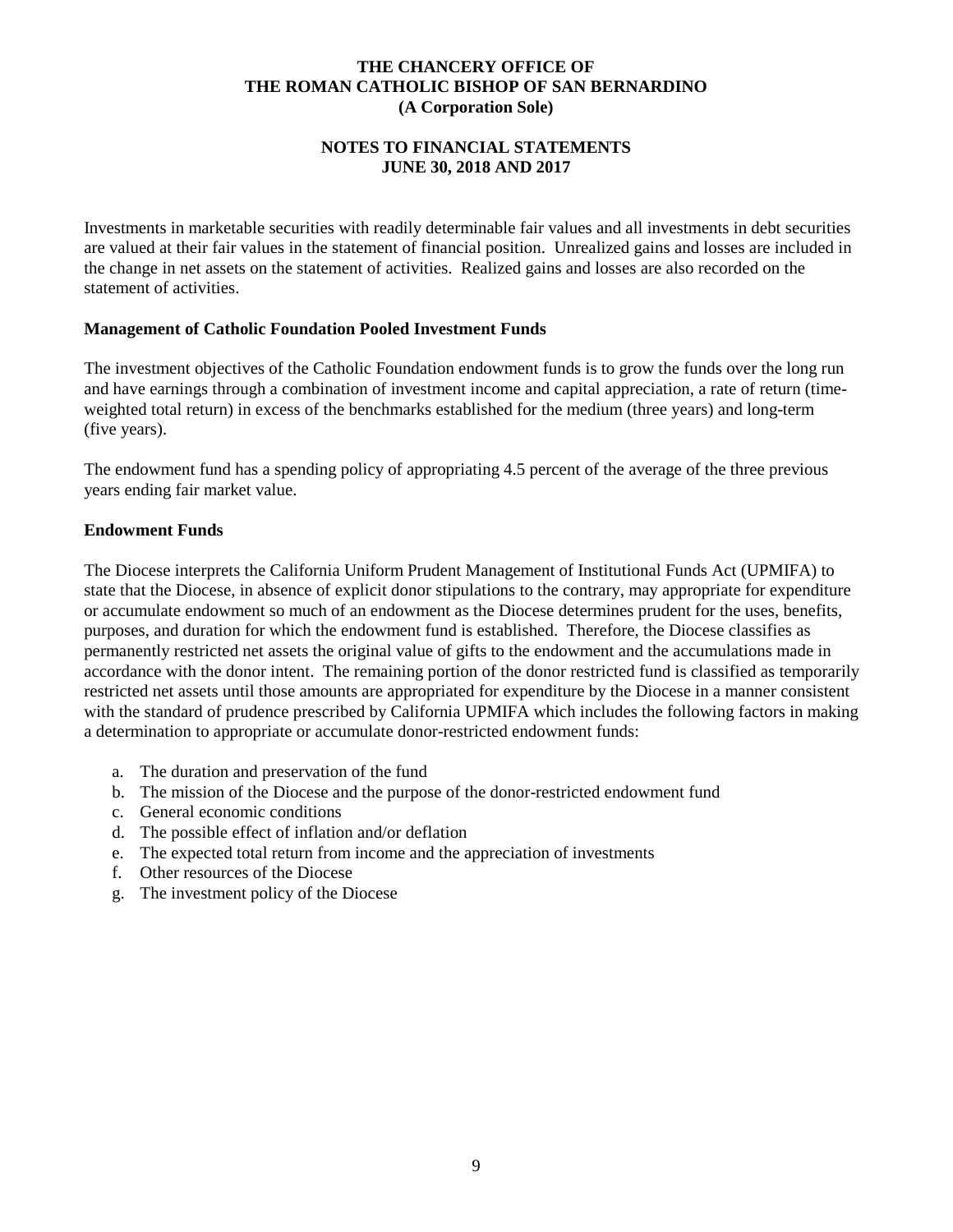Investments in marketable securities with readily determinable fair values and all investments in debt securities are valued at their fair values in the statement of financial position. Unrealized gains and losses are included in the change in net assets on the statement of activities. Realized gains and losses are also recorded on the statement of activities.

**Management of Catholic Foundation Pooled Investment Funds**

The investment objectives of the Catholic Foundation endowment funds is to grow the funds over the long run and have earnings through a combination of investment income and capital appreciation, a rate of return (time-weighted total return) in excess of the benchmarks established for the medium (three years) and long-term (five years).

The endowment fund has a spending policy of appropriating 4.5 percent of the average of the three previous years ending fair market value.

**Endowment Funds**

The Diocese interprets the California Uniform Prudent Management of Institutional Funds Act (UPMIFA) to state that the Diocese, in absence of explicit donor stipulations to the contrary, may appropriate for expenditure or accumulate endowment so much of an endowment as the Diocese determines prudent for the uses, benefits, purposes, and duration for which the endowment fund is established. Therefore, the Diocese classifies as permanently restricted net assets the original value of gifts to the endowment and the accumulations made in accordance with the donor intent. The remaining portion of the donor restricted fund is classified as temporarily restricted net assets until those amounts are appropriated for expenditure by the Diocese in a manner consistent with the standard of prudence prescribed by California UPMIFA which includes the following factors in making a determination to appropriate or accumulate donor-restricted endowment funds:

a. The duration and preservation of the fund
b. The mission of the Diocese and the purpose of the donor-restricted endowment fund
c. General economic conditions
d. The possible effect of inflation and/or deflation
e. The expected total return from income and the appreciation of investments
f. Other resources of the Diocese
g. The investment policy of the Diocese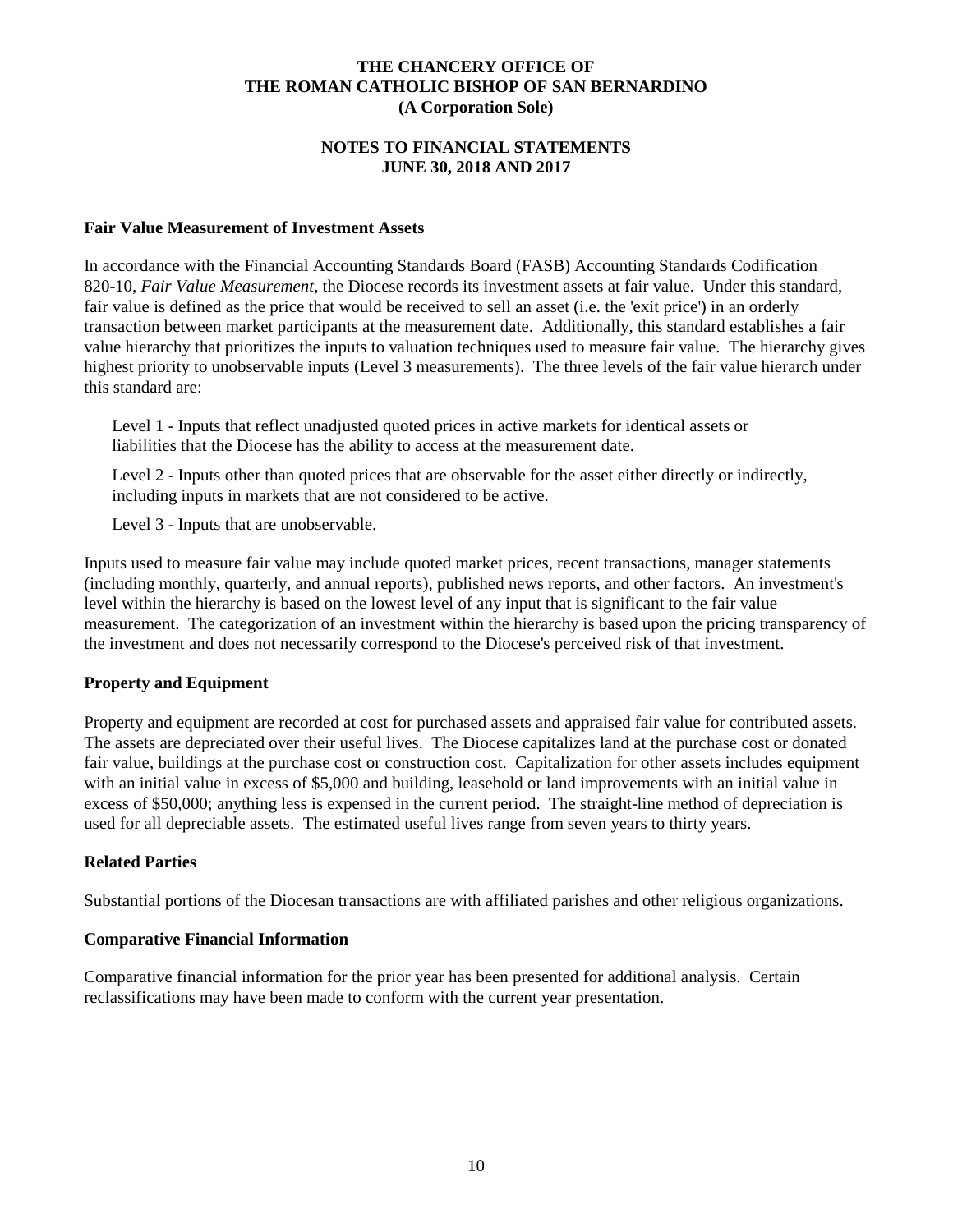## Fair Value Measurement of Investment Assets

In accordance with the Financial Accounting Standards Board (FASB) Accounting Standards Codification 820-10, *Fair Value Measurement*, the Diocese records its investment assets at fair value. Under this standard, fair value is defined as the price that would be received to sell an asset (i.e. the 'exit price') in an orderly transaction between market participants at the measurement date. Additionally, this standard establishes a fair value hierarchy that prioritizes the inputs to valuation techniques used to measure fair value. The hierarchy gives highest priority to unobservable inputs (Level 3 measurements). The three levels of the fair value hierarch under this standard are:

Level 1 - Inputs that reflect unadjusted quoted prices in active markets for identical assets or liabilities that the Diocese has the ability to access at the measurement date.

Level 2 - Inputs other than quoted prices that are observable for the asset either directly or indirectly, including inputs in markets that are not considered to be active.

Level 3 - Inputs that are unobservable.

Inputs used to measure fair value may include quoted market prices, recent transactions, manager statements (including monthly, quarterly, and annual reports), published news reports, and other factors. An investment's level within the hierarchy is based on the lowest level of any input that is significant to the fair value measurement. The categorization of an investment within the hierarchy is based upon the pricing transparency of the investment and does not necessarily correspond to the Diocese's perceived risk of that investment.

## Property and Equipment

Property and equipment are recorded at cost for purchased assets and appraised fair value for contributed assets. The assets are depreciated over their useful lives. The Diocese capitalizes land at the purchase cost or donated fair value, buildings at the purchase cost or construction cost. Capitalization for other assets includes equipment with an initial value in excess of $5,000 and building, leasehold or land improvements with an initial value in excess of $50,000; anything less is expensed in the current period. The straight-line method of depreciation is used for all depreciable assets. The estimated useful lives range from seven years to thirty years.

## Related Parties

Substantial portions of the Diocesan transactions are with affiliated parishes and other religious organizations.

## Comparative Financial Information

Comparative financial information for the prior year has been presented for additional analysis. Certain reclassifications may have been made to conform with the current year presentation.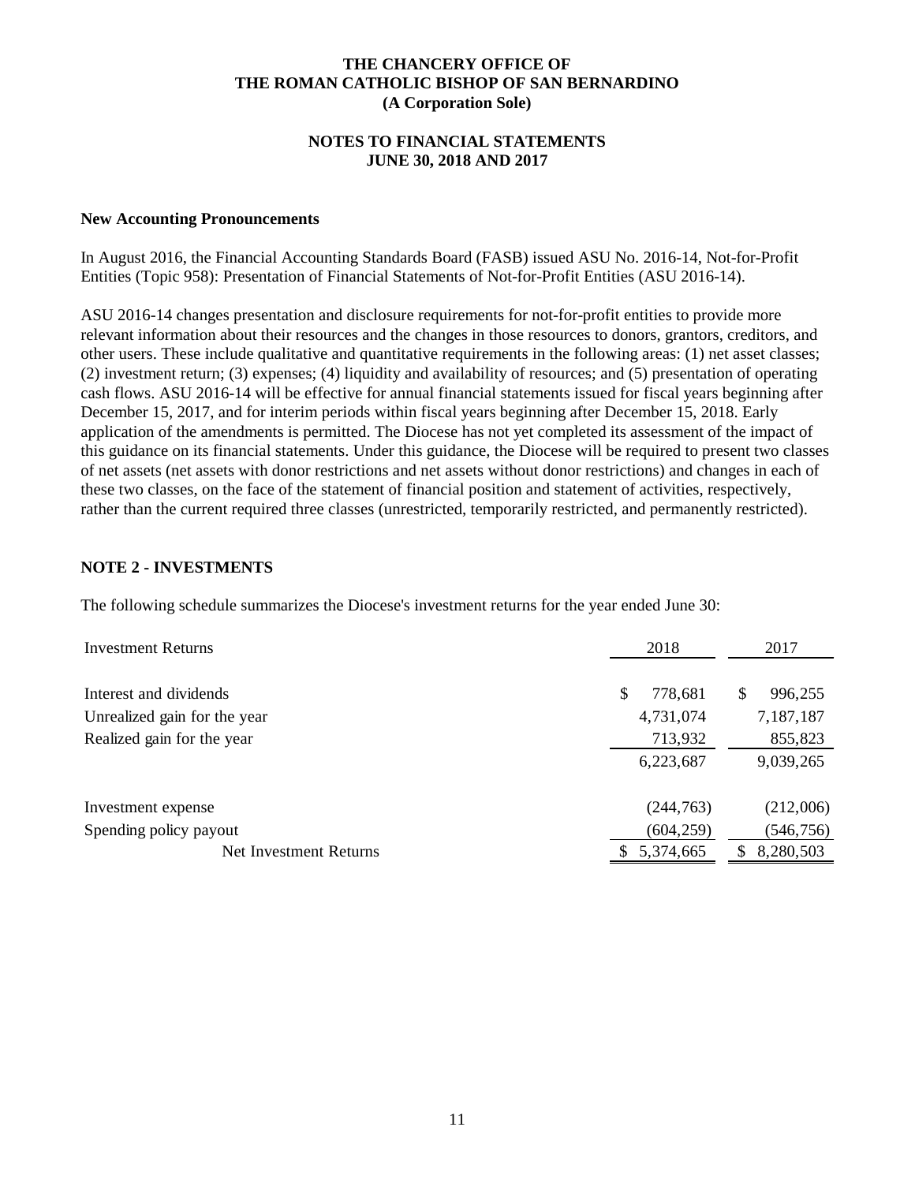### New Accounting Pronouncements

In August 2016, the Financial Accounting Standards Board (FASB) issued ASU No. 2016-14, Not-for-Profit Entities (Topic 958): Presentation of Financial Statements of Not-for-Profit Entities (ASU 2016-14).

ASU 2016-14 changes presentation and disclosure requirements for not-for-profit entities to provide more relevant information about their resources and the changes in those resources to donors, grantors, creditors, and other users. These include qualitative and quantitative requirements in the following areas: (1) net asset classes; (2) investment return; (3) expenses; (4) liquidity and availability of resources; and (5) presentation of operating cash flows. ASU 2016-14 will be effective for annual financial statements issued for fiscal years beginning after December 15, 2017, and for interim periods within fiscal years beginning after December 15, 2018. Early application of the amendments is permitted. The Diocese has not yet completed its assessment of the impact of this guidance on its financial statements. Under this guidance, the Diocese will be required to present two classes of net assets (net assets with donor restrictions and net assets without donor restrictions) and changes in each of these two classes, on the face of the statement of financial position and statement of activities, respectively, rather than the current required three classes (unrestricted, temporarily restricted, and permanently restricted).

## NOTE 2 - INVESTMENTS

The following schedule summarizes the Diocese's investment returns for the year ended June 30:

| Investment Returns | 2018 | 2017 |
|---|---|---|
| Interest and dividends | $ 778,681 | $ 996,255 |
| Unrealized gain for the year | 4,731,074 | 7,187,187 |
| Realized gain for the year | 713,932 | 855,823 |
| | 6,223,687 | 9,039,265 |
| Investment expense | (244,763) | (212,006) |
| Spending policy payout | (604,259) | (546,756) |
| Net Investment Returns | $ 5,374,665 | $ 8,280,503 |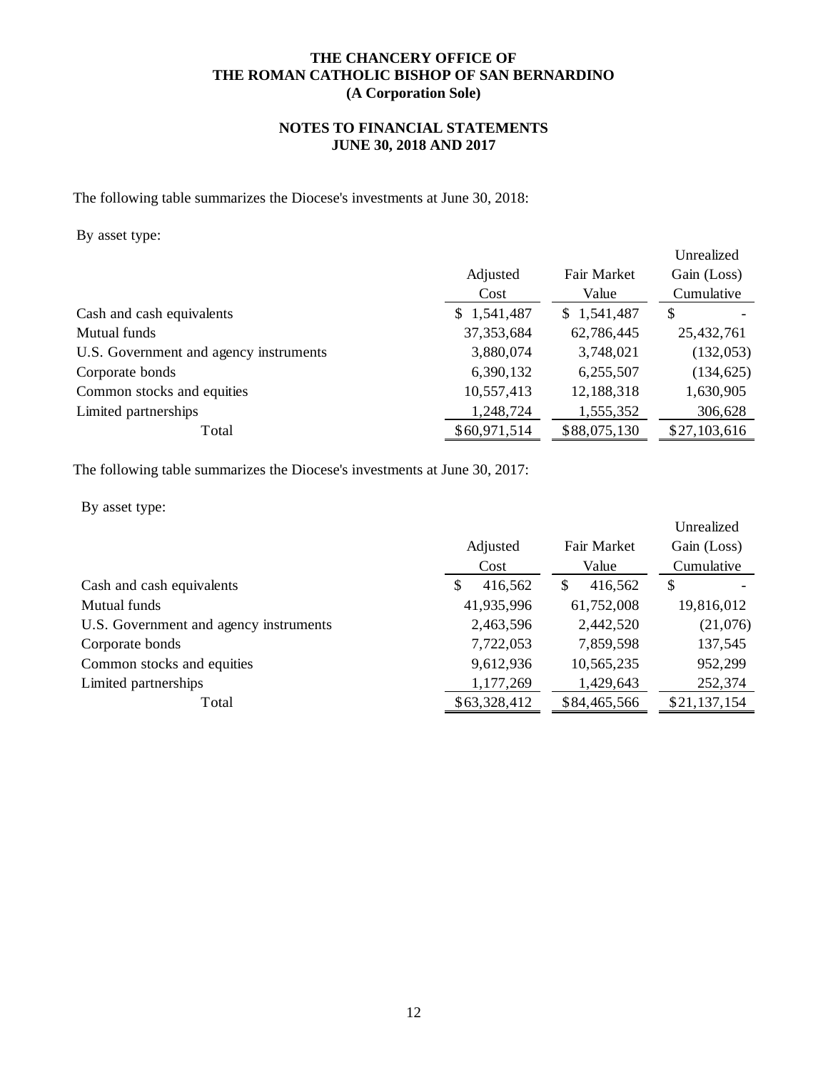# THE CHANCERY OFFICE OF THE ROMAN CATHOLIC BISHOP OF SAN BERNARDINO (A Corporation Sole)

## NOTES TO FINANCIAL STATEMENTS JUNE 30, 2018 AND 2017

The following table summarizes the Diocese's investments at June 30, 2018:

By asset type:

| | Adjusted Cost | Fair Market Value | Unrealized Gain (Loss) Cumulative |
|---|---|---|---|
| Cash and cash equivalents | $ 1,541,487 | $ 1,541,487 | $ - |
| Mutual funds | 37,353,684 | 62,786,445 | 25,432,761 |
| U.S. Government and agency instruments | 3,880,074 | 3,748,021 | (132,053) |
| Corporate bonds | 6,390,132 | 6,255,507 | (134,625) |
| Common stocks and equities | 10,557,413 | 12,188,318 | 1,630,905 |
| Limited partnerships | 1,248,724 | 1,555,352 | 306,628 |
| Total | $60,971,514 | $88,075,130 | $27,103,616 |

The following table summarizes the Diocese's investments at June 30, 2017:

By asset type:

| | Adjusted Cost | Fair Market Value | Unrealized Gain (Loss) Cumulative |
|---|---|---|---|
| Cash and cash equivalents | $ 416,562 | $ 416,562 | $ - |
| Mutual funds | 41,935,996 | 61,752,008 | 19,816,012 |
| U.S. Government and agency instruments | 2,463,596 | 2,442,520 | (21,076) |
| Corporate bonds | 7,722,053 | 7,859,598 | 137,545 |
| Common stocks and equities | 9,612,936 | 10,565,235 | 952,299 |
| Limited partnerships | 1,177,269 | 1,429,643 | 252,374 |
| Total | $63,328,412 | $84,465,566 | $21,137,154 |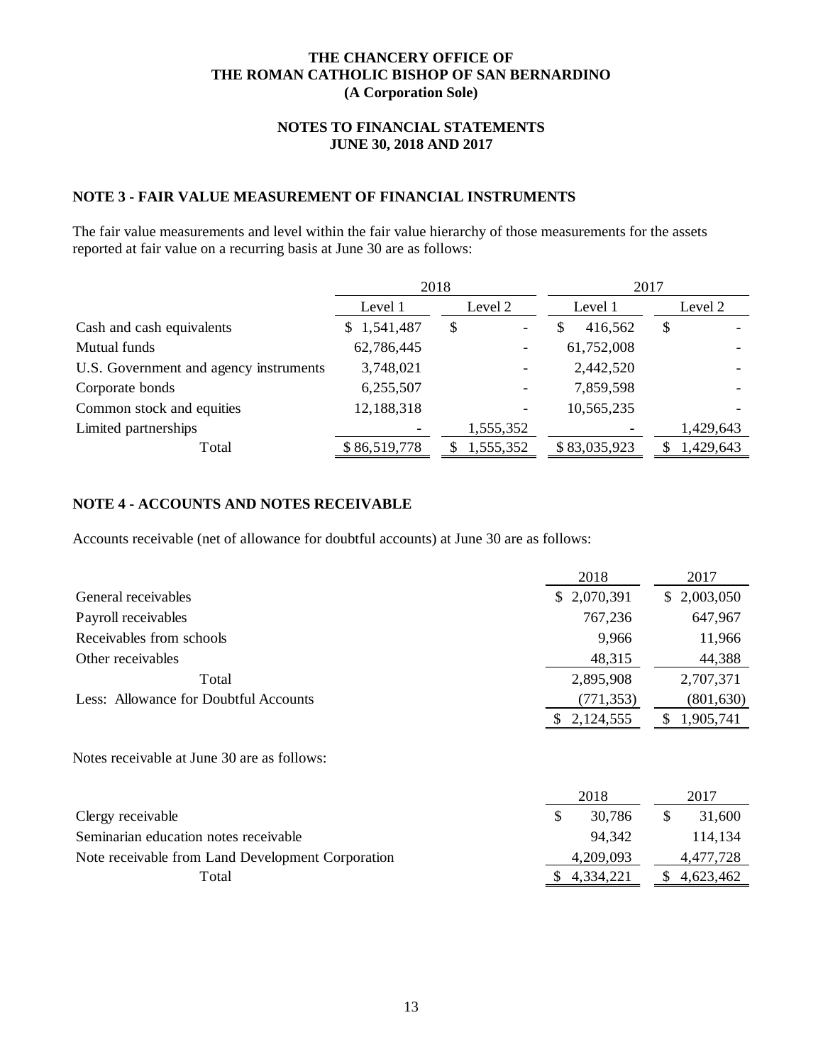**THE CHANCERY OFFICE OF**
**THE ROMAN CATHOLIC BISHOP OF SAN BERNARDINO**
**(A Corporation Sole)**

**NOTES TO FINANCIAL STATEMENTS**
**JUNE 30, 2018 AND 2017**

## NOTE 3 - FAIR VALUE MEASUREMENT OF FINANCIAL INSTRUMENTS

The fair value measurements and level within the fair value hierarchy of those measurements for the assets reported at fair value on a recurring basis at June 30 are as follows:

| | 2018 | | 2017 | |
|---|---|---|---|---|
| | Level 1 | Level 2 | Level 1 | Level 2 |
| Cash and cash equivalents | $ 1,541,487 | $ - | $ 416,562 | $ - |
| Mutual funds | 62,786,445 | - | 61,752,008 | - |
| U.S. Government and agency instruments | 3,748,021 | - | 2,442,520 | - |
| Corporate bonds | 6,255,507 | - | 7,859,598 | - |
| Common stock and equities | 12,188,318 | - | 10,565,235 | - |
| Limited partnerships | - | 1,555,352 | - | 1,429,643 |
| Total | $ 86,519,778 | $ 1,555,352 | $ 83,035,923 | $ 1,429,643 |

## NOTE 4 - ACCOUNTS AND NOTES RECEIVABLE

Accounts receivable (net of allowance for doubtful accounts) at June 30 are as follows:

| | 2018 | 2017 |
|---|---|---|
| General receivables | $ 2,070,391 | $ 2,003,050 |
| Payroll receivables | 767,236 | 647,967 |
| Receivables from schools | 9,966 | 11,966 |
| Other receivables | 48,315 | 44,388 |
| Total | 2,895,908 | 2,707,371 |
| Less: Allowance for Doubtful Accounts | (771,353) | (801,630) |
| | $ 2,124,555 | $ 1,905,741 |

Notes receivable at June 30 are as follows:

| | 2018 | 2017 |
|---|---|---|
| Clergy receivable | $ 30,786 | $ 31,600 |
| Seminarian education notes receivable | 94,342 | 114,134 |
| Note receivable from Land Development Corporation | 4,209,093 | 4,477,728 |
| Total | $ 4,334,221 | $ 4,623,462 |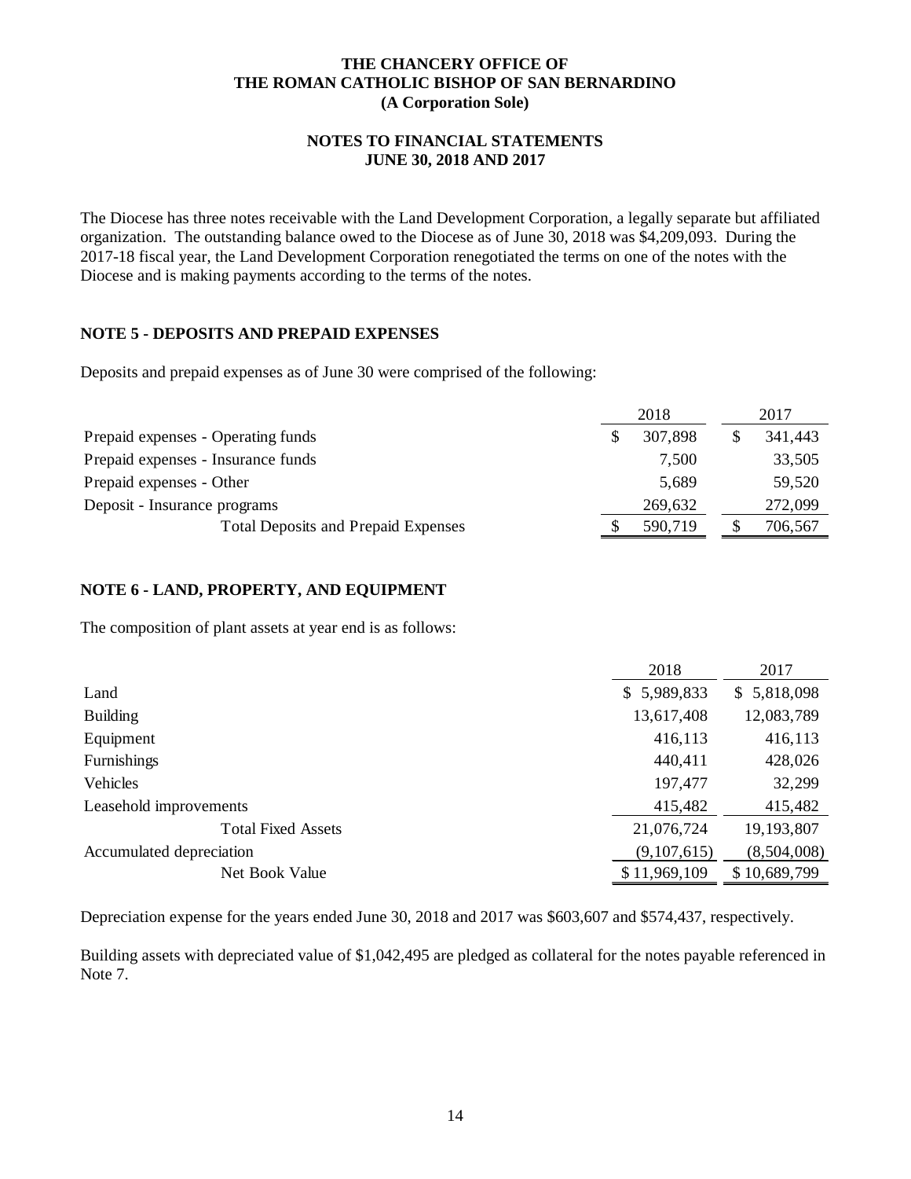The Diocese has three notes receivable with the Land Development Corporation, a legally separate but affiliated organization. The outstanding balance owed to the Diocese as of June 30, 2018 was $4,209,093. During the 2017-18 fiscal year, the Land Development Corporation renegotiated the terms on one of the notes with the Diocese and is making payments according to the terms of the notes.

## NOTE 5 - DEPOSITS AND PREPAID EXPENSES

Deposits and prepaid expenses as of June 30 were comprised of the following:

| | 2018 | 2017 |
|---|---|---|
| Prepaid expenses - Operating funds | $ 307,898 | $ 341,443 |
| Prepaid expenses - Insurance funds | 7,500 | 33,505 |
| Prepaid expenses - Other | 5,689 | 59,520 |
| Deposit - Insurance programs | 269,632 | 272,099 |
| Total Deposits and Prepaid Expenses | $ 590,719 | $ 706,567 |

## NOTE 6 - LAND, PROPERTY, AND EQUIPMENT

The composition of plant assets at year end is as follows:

| | 2018 | 2017 |
|---|---|---|
| Land | $ 5,989,833 | $ 5,818,098 |
| Building | 13,617,408 | 12,083,789 |
| Equipment | 416,113 | 416,113 |
| Furnishings | 440,411 | 428,026 |
| Vehicles | 197,477 | 32,299 |
| Leasehold improvements | 415,482 | 415,482 |
| Total Fixed Assets | 21,076,724 | 19,193,807 |
| Accumulated depreciation | (9,107,615) | (8,504,008) |
| Net Book Value | $ 11,969,109 | $ 10,689,799 |

Depreciation expense for the years ended June 30, 2018 and 2017 was $603,607 and $574,437, respectively.

Building assets with depreciated value of $1,042,495 are pledged as collateral for the notes payable referenced in Note 7.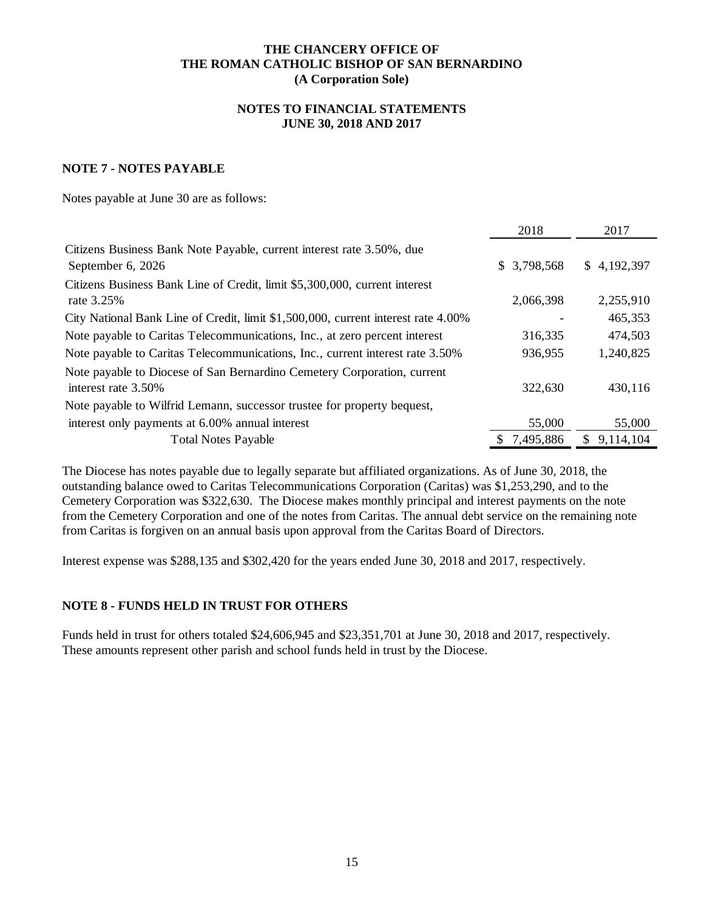**THE CHANCERY OFFICE OF**
**THE ROMAN CATHOLIC BISHOP OF SAN BERNARDINO**
**(A Corporation Sole)**

**NOTES TO FINANCIAL STATEMENTS**
**JUNE 30, 2018 AND 2017**

## NOTE 7 - NOTES PAYABLE

Notes payable at June 30 are as follows:

| | 2018 | 2017 |
|---|---|---|
| Citizens Business Bank Note Payable, current interest rate 3.50%, due September 6, 2026 | $ 3,798,568 | $ 4,192,397 |
| Citizens Business Bank Line of Credit, limit $5,300,000, current interest rate 3.25% | 2,066,398 | 2,255,910 |
| City National Bank Line of Credit, limit $1,500,000, current interest rate 4.00% | - | 465,353 |
| Note payable to Caritas Telecommunications, Inc., at zero percent interest | 316,335 | 474,503 |
| Note payable to Caritas Telecommunications, Inc., current interest rate 3.50% | 936,955 | 1,240,825 |
| Note payable to Diocese of San Bernardino Cemetery Corporation, current interest rate 3.50% | 322,630 | 430,116 |
| Note payable to Wilfrid Lemann, successor trustee for property bequest, interest only payments at 6.00% annual interest | 55,000 | 55,000 |
| Total Notes Payable | $ 7,495,886 | $ 9,114,104 |

The Diocese has notes payable due to legally separate but affiliated organizations. As of June 30, 2018, the outstanding balance owed to Caritas Telecommunications Corporation (Caritas) was $1,253,290, and to the Cemetery Corporation was $322,630. The Diocese makes monthly principal and interest payments on the note from the Cemetery Corporation and one of the notes from Caritas. The annual debt service on the remaining note from Caritas is forgiven on an annual basis upon approval from the Caritas Board of Directors.

Interest expense was $288,135 and $302,420 for the years ended June 30, 2018 and 2017, respectively.

## NOTE 8 - FUNDS HELD IN TRUST FOR OTHERS

Funds held in trust for others totaled $24,606,945 and $23,351,701 at June 30, 2018 and 2017, respectively. These amounts represent other parish and school funds held in trust by the Diocese.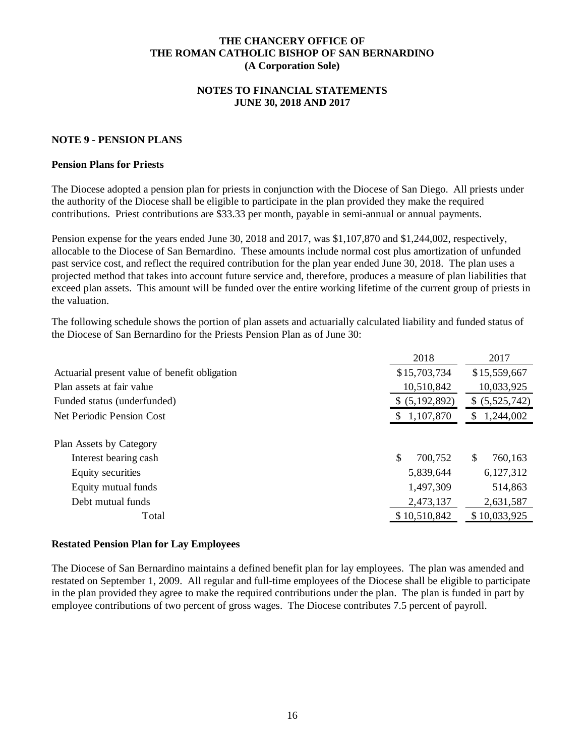**THE CHANCERY OFFICE OF**
**THE ROMAN CATHOLIC BISHOP OF SAN BERNARDINO**
**(A Corporation Sole)**

**NOTES TO FINANCIAL STATEMENTS**
**JUNE 30, 2018 AND 2017**

## NOTE 9 - PENSION PLANS

### Pension Plans for Priests

The Diocese adopted a pension plan for priests in conjunction with the Diocese of San Diego. All priests under the authority of the Diocese shall be eligible to participate in the plan provided they make the required contributions. Priest contributions are $33.33 per month, payable in semi-annual or annual payments.

Pension expense for the years ended June 30, 2018 and 2017, was $1,107,870 and $1,244,002, respectively, allocable to the Diocese of San Bernardino. These amounts include normal cost plus amortization of unfunded past service cost, and reflect the required contribution for the plan year ended June 30, 2018. The plan uses a projected method that takes into account future service and, therefore, produces a measure of plan liabilities that exceed plan assets. This amount will be funded over the entire working lifetime of the current group of priests in the valuation.

The following schedule shows the portion of plan assets and actuarially calculated liability and funded status of the Diocese of San Bernardino for the Priests Pension Plan as of June 30:

| | 2018 | 2017 |
|---|---|---|
| Actuarial present value of benefit obligation | $15,703,734 | $15,559,667 |
| Plan assets at fair value | 10,510,842 | 10,033,925 |
| Funded status (underfunded) | $ (5,192,892) | $ (5,525,742) |
| Net Periodic Pension Cost | $ 1,107,870 | $ 1,244,002 |
| | | |
| Plan Assets by Category | | |
| Interest bearing cash | $ 700,752 | $ 760,163 |
| Equity securities | 5,839,644 | 6,127,312 |
| Equity mutual funds | 1,497,309 | 514,863 |
| Debt mutual funds | 2,473,137 | 2,631,587 |
| Total | $ 10,510,842 | $ 10,033,925 |

### Restated Pension Plan for Lay Employees

The Diocese of San Bernardino maintains a defined benefit plan for lay employees. The plan was amended and restated on September 1, 2009. All regular and full-time employees of the Diocese shall be eligible to participate in the plan provided they agree to make the required contributions under the plan. The plan is funded in part by employee contributions of two percent of gross wages. The Diocese contributes 7.5 percent of payroll.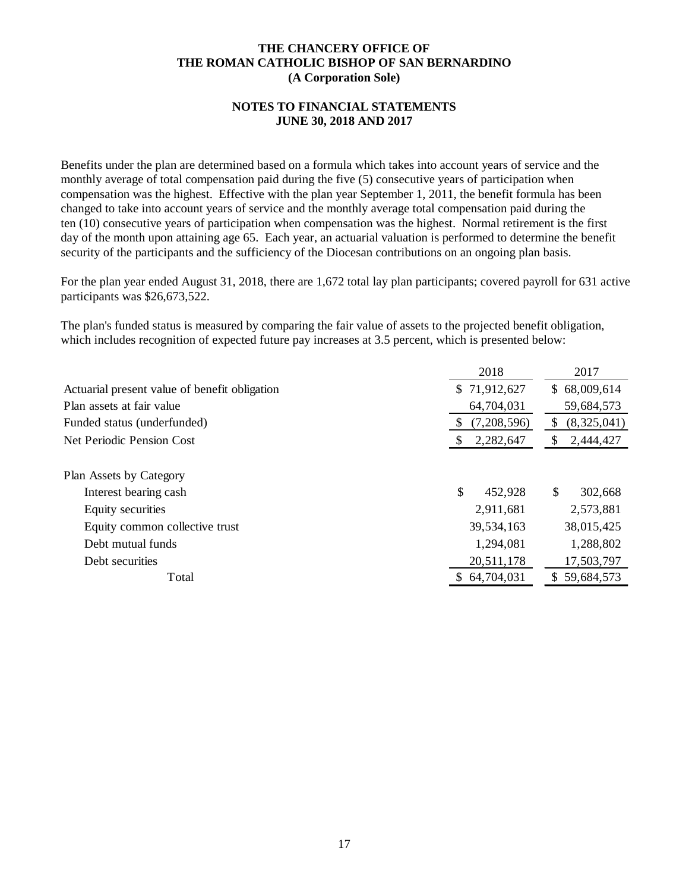**THE CHANCERY OFFICE OF THE ROMAN CATHOLIC BISHOP OF SAN BERNARDINO (A Corporation Sole)**

**NOTES TO FINANCIAL STATEMENTS JUNE 30, 2018 AND 2017**

Benefits under the plan are determined based on a formula which takes into account years of service and the monthly average of total compensation paid during the five (5) consecutive years of participation when compensation was the highest. Effective with the plan year September 1, 2011, the benefit formula has been changed to take into account years of service and the monthly average total compensation paid during the ten (10) consecutive years of participation when compensation was the highest. Normal retirement is the first day of the month upon attaining age 65. Each year, an actuarial valuation is performed to determine the benefit security of the participants and the sufficiency of the Diocesan contributions on an ongoing plan basis.

For the plan year ended August 31, 2018, there are 1,672 total lay plan participants; covered payroll for 631 active participants was $26,673,522.

The plan's funded status is measured by comparing the fair value of assets to the projected benefit obligation, which includes recognition of expected future pay increases at 3.5 percent, which is presented below:

| | 2018 | 2017 |
|---|---|---|
| Actuarial present value of benefit obligation | $ 71,912,627 | $ 68,009,614 |
| Plan assets at fair value | 64,704,031 | 59,684,573 |
| Funded status (underfunded) | $ (7,208,596) | $ (8,325,041) |
| Net Periodic Pension Cost | $ 2,282,647 | $ 2,444,427 |
| | | |
| Plan Assets by Category | | |
| Interest bearing cash | $ 452,928 | $ 302,668 |
| Equity securities | 2,911,681 | 2,573,881 |
| Equity common collective trust | 39,534,163 | 38,015,425 |
| Debt mutual funds | 1,294,081 | 1,288,802 |
| Debt securities | 20,511,178 | 17,503,797 |
| Total | $ 64,704,031 | $ 59,684,573 |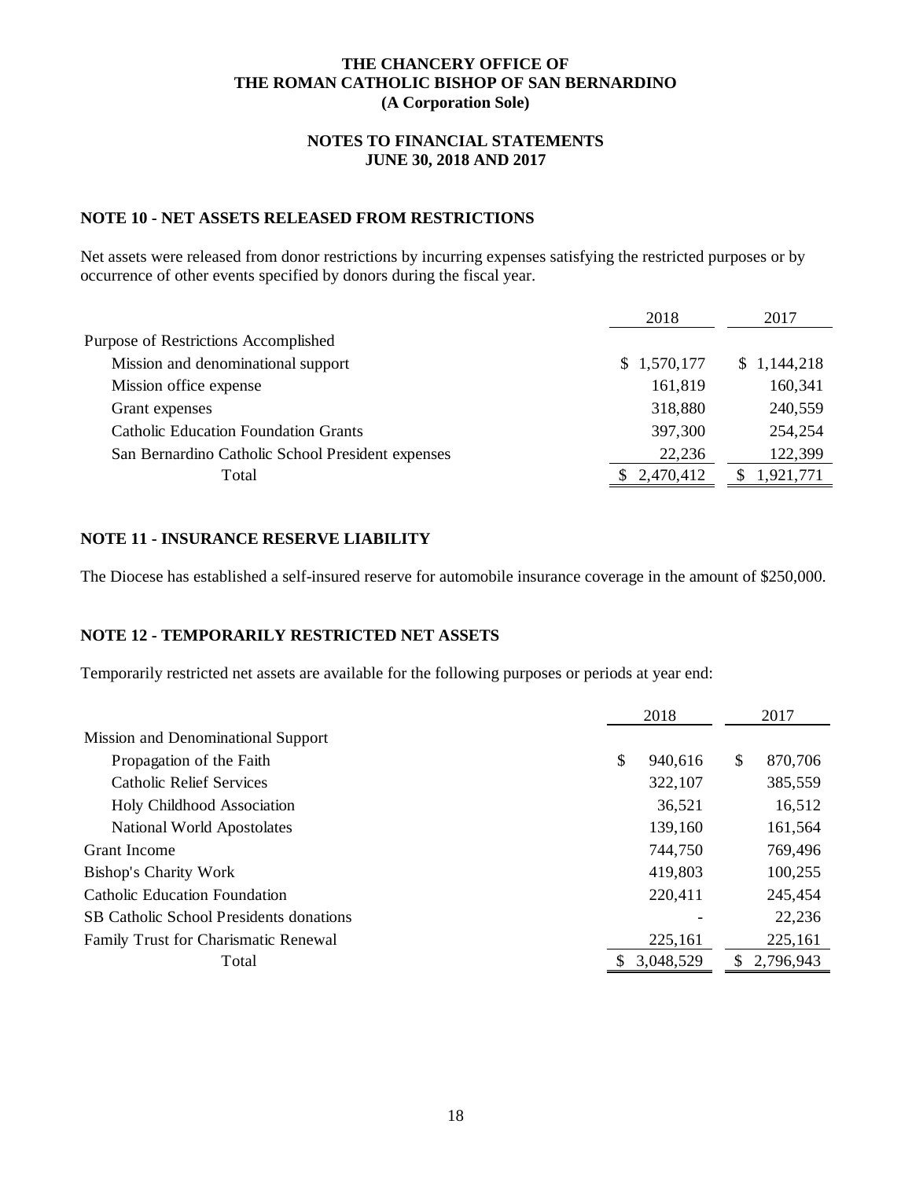# THE CHANCERY OFFICE OF THE ROMAN CATHOLIC BISHOP OF SAN BERNARDINO (A Corporation Sole)

## NOTES TO FINANCIAL STATEMENTS JUNE 30, 2018 AND 2017

### NOTE 10 - NET ASSETS RELEASED FROM RESTRICTIONS

Net assets were released from donor restrictions by incurring expenses satisfying the restricted purposes or by occurrence of other events specified by donors during the fiscal year.

| | 2018 | 2017 |
|---|---|---|
| Purpose of Restrictions Accomplished | | |
| Mission and denominational support | $ 1,570,177 | $ 1,144,218 |
| Mission office expense | 161,819 | 160,341 |
| Grant expenses | 318,880 | 240,559 |
| Catholic Education Foundation Grants | 397,300 | 254,254 |
| San Bernardino Catholic School President expenses | 22,236 | 122,399 |
| Total | $ 2,470,412 | $ 1,921,771 |

### NOTE 11 - INSURANCE RESERVE LIABILITY

The Diocese has established a self-insured reserve for automobile insurance coverage in the amount of $250,000.

### NOTE 12 - TEMPORARILY RESTRICTED NET ASSETS

Temporarily restricted net assets are available for the following purposes or periods at year end:

| | 2018 | 2017 |
|---|---|---|
| Mission and Denominational Support | | |
| Propagation of the Faith | $ 940,616 | $ 870,706 |
| Catholic Relief Services | 322,107 | 385,559 |
| Holy Childhood Association | 36,521 | 16,512 |
| National World Apostolates | 139,160 | 161,564 |
| Grant Income | 744,750 | 769,496 |
| Bishop's Charity Work | 419,803 | 100,255 |
| Catholic Education Foundation | 220,411 | 245,454 |
| SB Catholic School Presidents donations | - | 22,236 |
| Family Trust for Charismatic Renewal | 225,161 | 225,161 |
| Total | $ 3,048,529 | $ 2,796,943 |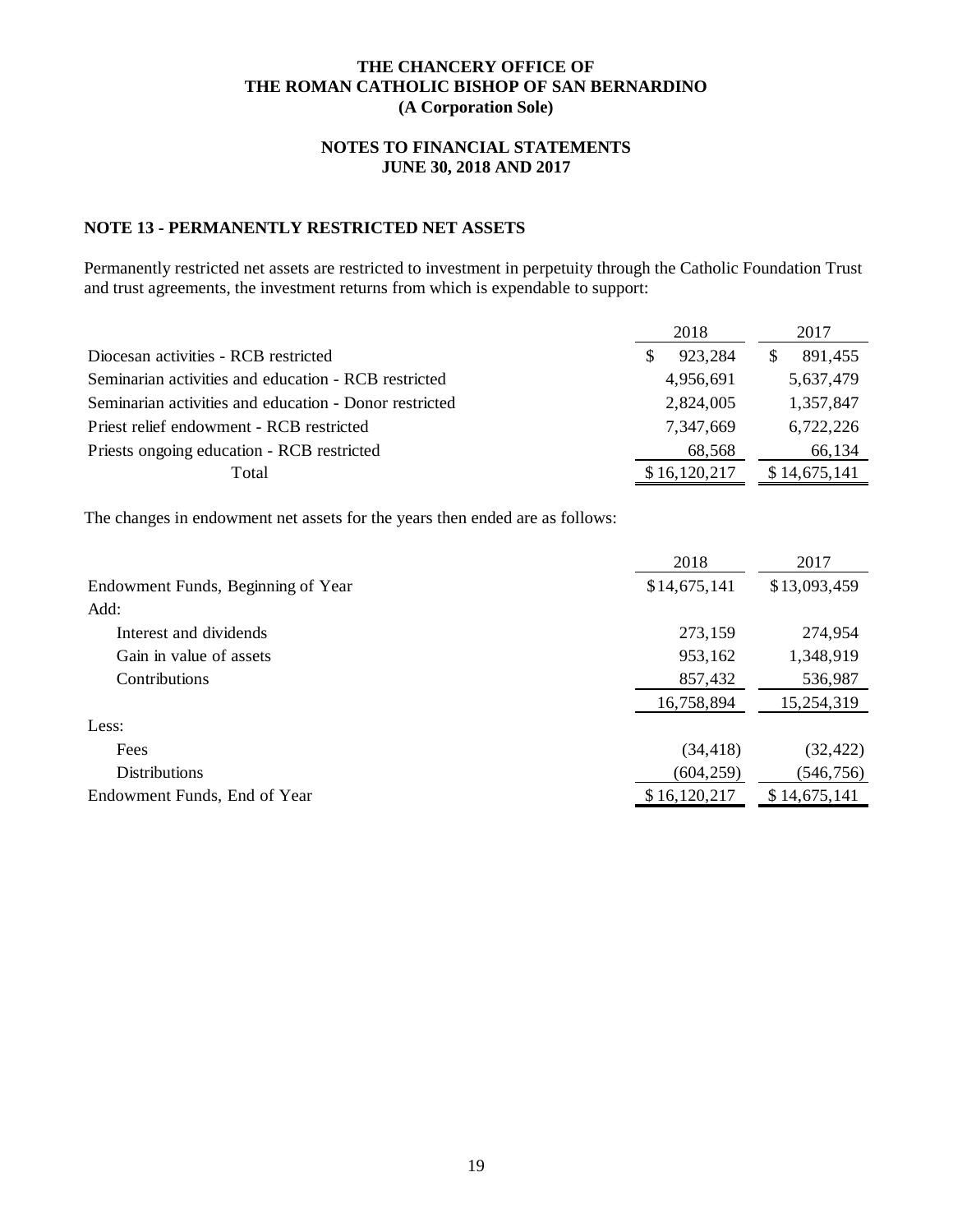# THE CHANCERY OFFICE OF THE ROMAN CATHOLIC BISHOP OF SAN BERNARDINO (A Corporation Sole)

## NOTES TO FINANCIAL STATEMENTS JUNE 30, 2018 AND 2017

### NOTE 13 - PERMANENTLY RESTRICTED NET ASSETS

Permanently restricted net assets are restricted to investment in perpetuity through the Catholic Foundation Trust and trust agreements, the investment returns from which is expendable to support:

| | 2018 | 2017 |
|---|---|---|
| Diocesan activities - RCB restricted | $ 923,284 | $ 891,455 |
| Seminarian activities and education - RCB restricted | 4,956,691 | 5,637,479 |
| Seminarian activities and education - Donor restricted | 2,824,005 | 1,357,847 |
| Priest relief endowment - RCB restricted | 7,347,669 | 6,722,226 |
| Priests ongoing education - RCB restricted | 68,568 | 66,134 |
| Total | $ 16,120,217 | $ 14,675,141 |

The changes in endowment net assets for the years then ended are as follows:

| | 2018 | 2017 |
|---|---|---|
| Endowment Funds, Beginning of Year | $14,675,141 | $13,093,459 |
| Add: | | |
| Interest and dividends | 273,159 | 274,954 |
| Gain in value of assets | 953,162 | 1,348,919 |
| Contributions | 857,432 | 536,987 |
| | 16,758,894 | 15,254,319 |
| Less: | | |
| Fees | (34,418) | (32,422) |
| Distributions | (604,259) | (546,756) |
| Endowment Funds, End of Year | $ 16,120,217 | $ 14,675,141 |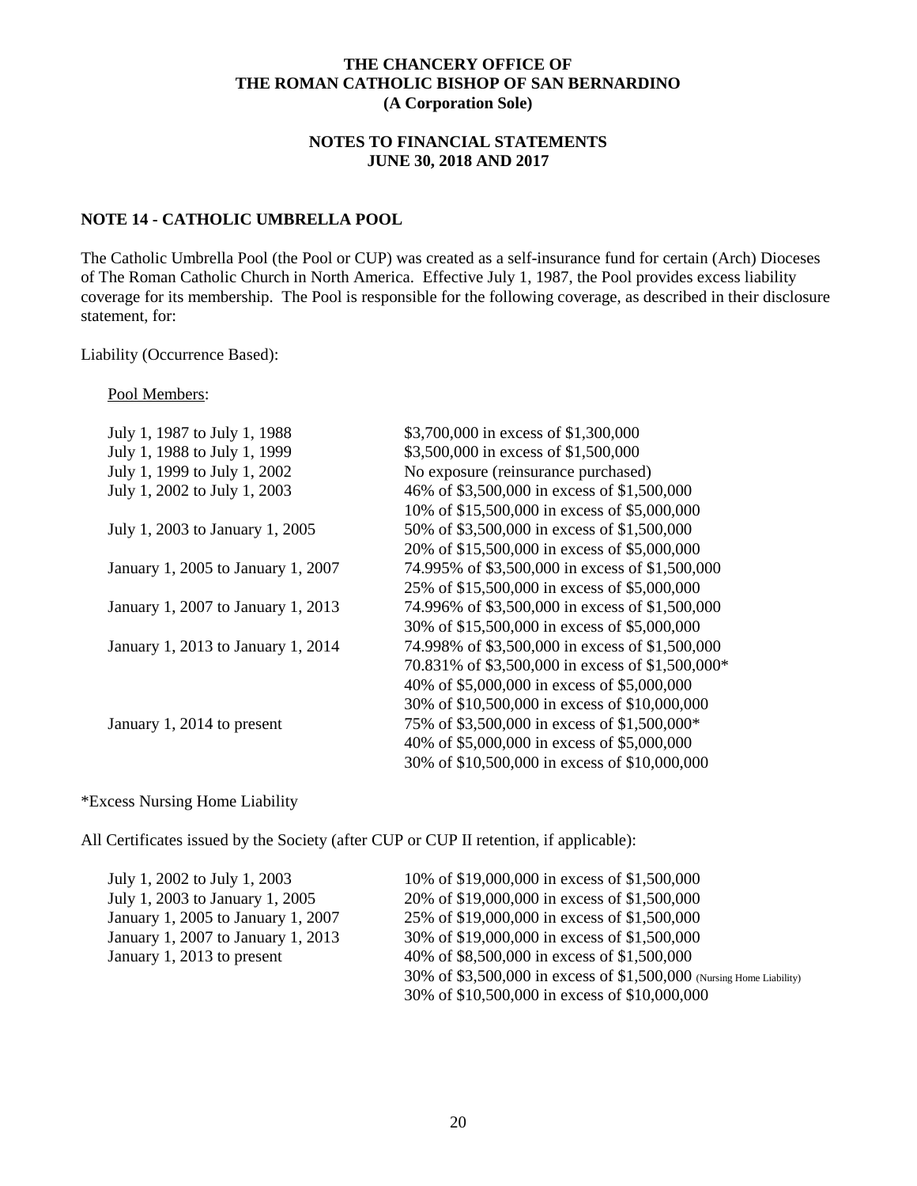# THE CHANCERY OFFICE OF THE ROMAN CATHOLIC BISHOP OF SAN BERNARDINO (A Corporation Sole)

## NOTES TO FINANCIAL STATEMENTS JUNE 30, 2018 AND 2017

### NOTE 14 - CATHOLIC UMBRELLA POOL

The Catholic Umbrella Pool (the Pool or CUP) was created as a self-insurance fund for certain (Arch) Dioceses of The Roman Catholic Church in North America. Effective July 1, 1987, the Pool provides excess liability coverage for its membership. The Pool is responsible for the following coverage, as described in their disclosure statement, for:

Liability (Occurrence Based):

Pool Members:

| | |
|---|---|
| July 1, 1987 to July 1, 1988 | \$3,700,000 in excess of \$1,300,000 |
| July 1, 1988 to July 1, 1999 | \$3,500,000 in excess of \$1,500,000 |
| July 1, 1999 to July 1, 2002 | No exposure (reinsurance purchased) |
| July 1, 2002 to July 1, 2003 | 46% of \$3,500,000 in excess of \$1,500,000 |
| | 10% of \$15,500,000 in excess of \$5,000,000 |
| July 1, 2003 to January 1, 2005 | 50% of \$3,500,000 in excess of \$1,500,000 |
| | 20% of \$15,500,000 in excess of \$5,000,000 |
| January 1, 2005 to January 1, 2007 | 74.995% of \$3,500,000 in excess of \$1,500,000 |
| | 25% of \$15,500,000 in excess of \$5,000,000 |
| January 1, 2007 to January 1, 2013 | 74.996% of \$3,500,000 in excess of \$1,500,000 |
| | 30% of \$15,500,000 in excess of \$5,000,000 |
| January 1, 2013 to January 1, 2014 | 74.998% of \$3,500,000 in excess of \$1,500,000 |
| | 70.831% of \$3,500,000 in excess of \$1,500,000* |
| | 40% of \$5,000,000 in excess of \$5,000,000 |
| | 30% of \$10,500,000 in excess of \$10,000,000 |
| January 1, 2014 to present | 75% of \$3,500,000 in excess of \$1,500,000* |
| | 40% of \$5,000,000 in excess of \$5,000,000 |
| | 30% of \$10,500,000 in excess of \$10,000,000 |

*Excess Nursing Home Liability

All Certificates issued by the Society (after CUP or CUP II retention, if applicable):

| | |
|---|---|
| July 1, 2002 to July 1, 2003 | 10% of \$19,000,000 in excess of \$1,500,000 |
| July 1, 2003 to January 1, 2005 | 20% of \$19,000,000 in excess of \$1,500,000 |
| January 1, 2005 to January 1, 2007 | 25% of \$19,000,000 in excess of \$1,500,000 |
| January 1, 2007 to January 1, 2013 | 30% of \$19,000,000 in excess of \$1,500,000 |
| January 1, 2013 to present | 40% of \$8,500,000 in excess of \$1,500,000 |
| | 30% of \$3,500,000 in excess of \$1,500,000 (Nursing Home Liability) |
| | 30% of \$10,500,000 in excess of \$10,000,000 |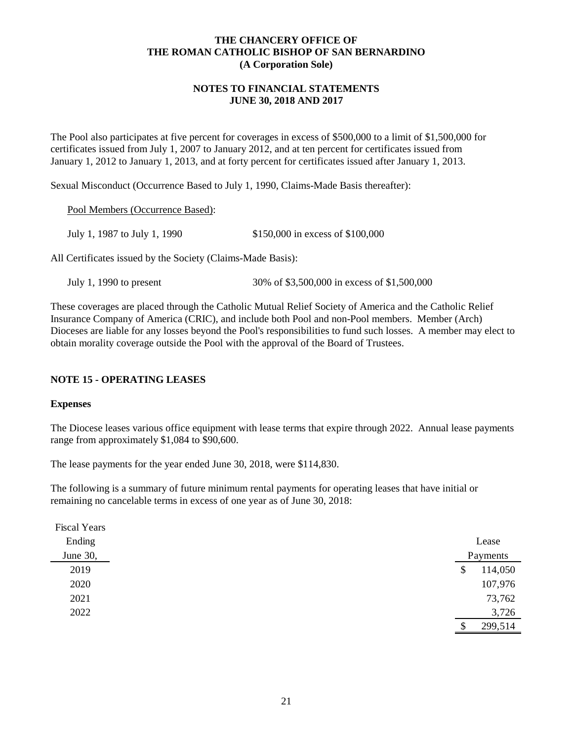The Pool also participates at five percent for coverages in excess of $500,000 to a limit of $1,500,000 for certificates issued from July 1, 2007 to January 2012, and at ten percent for certificates issued from January 1, 2012 to January 1, 2013, and at forty percent for certificates issued after January 1, 2013.

Sexual Misconduct (Occurrence Based to July 1, 1990, Claims-Made Basis thereafter):

Pool Members (Occurrence Based):

| | |
|---|---|
| July 1, 1987 to July 1, 1990 | $150,000 in excess of $100,000 |

All Certificates issued by the Society (Claims-Made Basis):

| | |
|---|---|
| July 1, 1990 to present | 30% of $3,500,000 in excess of $1,500,000 |

These coverages are placed through the Catholic Mutual Relief Society of America and the Catholic Relief Insurance Company of America (CRIC), and include both Pool and non-Pool members. Member (Arch) Dioceses are liable for any losses beyond the Pool's responsibilities to fund such losses. A member may elect to obtain morality coverage outside the Pool with the approval of the Board of Trustees.

## NOTE 15 - OPERATING LEASES

### Expenses

The Diocese leases various office equipment with lease terms that expire through 2022. Annual lease payments range from approximately $1,084 to $90,600.

The lease payments for the year ended June 30, 2018, were $114,830.

The following is a summary of future minimum rental payments for operating leases that have initial or remaining no cancelable terms in excess of one year as of June 30, 2018:

| Fiscal Years Ending June 30, | Lease Payments |
|---|---|
| 2019 | $ 114,050 |
| 2020 | 107,976 |
| 2021 | 73,762 |
| 2022 | 3,726 |
| | $ 299,514 |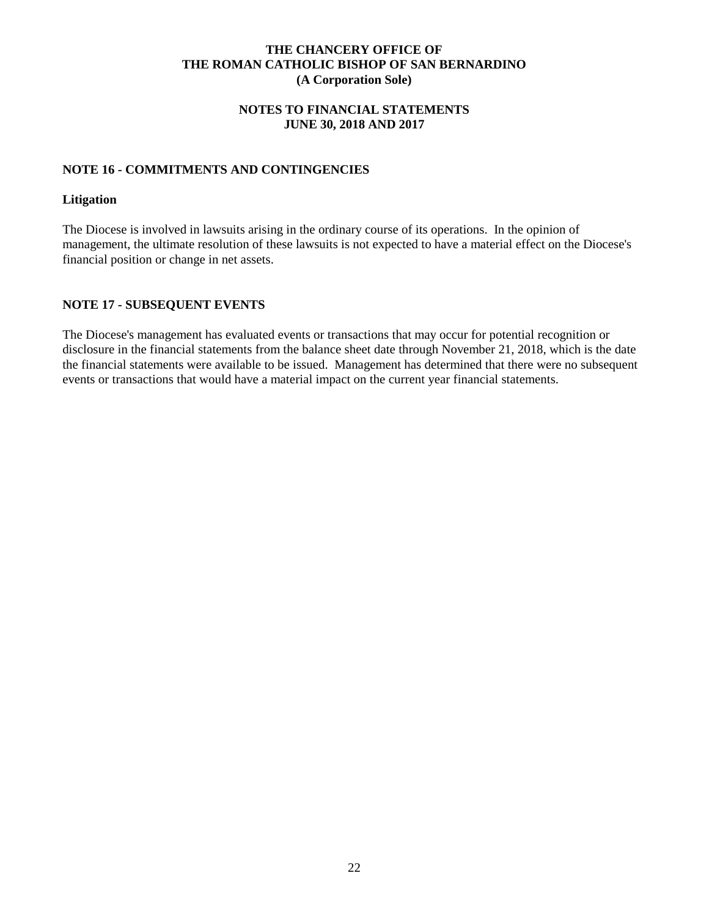## NOTE 16 - COMMITMENTS AND CONTINGENCIES

### Litigation

The Diocese is involved in lawsuits arising in the ordinary course of its operations. In the opinion of management, the ultimate resolution of these lawsuits is not expected to have a material effect on the Diocese's financial position or change in net assets.

## NOTE 17 - SUBSEQUENT EVENTS

The Diocese's management has evaluated events or transactions that may occur for potential recognition or disclosure in the financial statements from the balance sheet date through November 21, 2018, which is the date the financial statements were available to be issued. Management has determined that there were no subsequent events or transactions that would have a material impact on the current year financial statements.